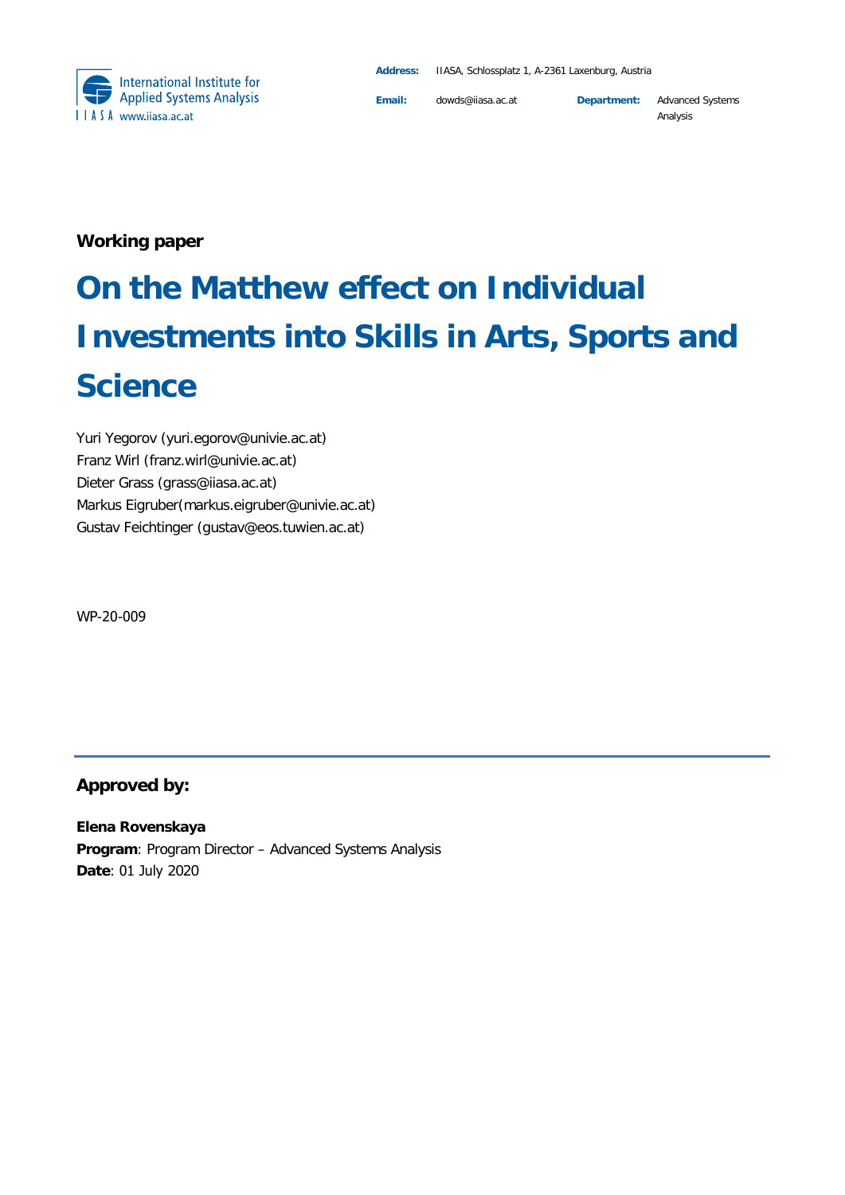International Institute for Applied Systems Analysis
IIASA www.iiasa.ac.at

**Address:** IIASA, Schlossplatz 1, A-2361 Laxenburg, Austria

**Email:** dowds@iiasa.ac.at **Department:** Advanced Systems Analysis

**Working paper**

# On the Matthew effect on Individual Investments into Skills in Arts, Sports and Science

Yuri Yegorov (yuri.egorov@univie.ac.at)
Franz Wirl (franz.wirl@univie.ac.at)
Dieter Grass (grass@iiasa.ac.at)
Markus Eigruber(markus.eigruber@univie.ac.at)
Gustav Feichtinger (gustav@eos.tuwien.ac.at)

WP-20-009

---

**Approved by:**

**Elena Rovenskaya**
**Program**: Program Director – Advanced Systems Analysis
**Date**: 01 July 2020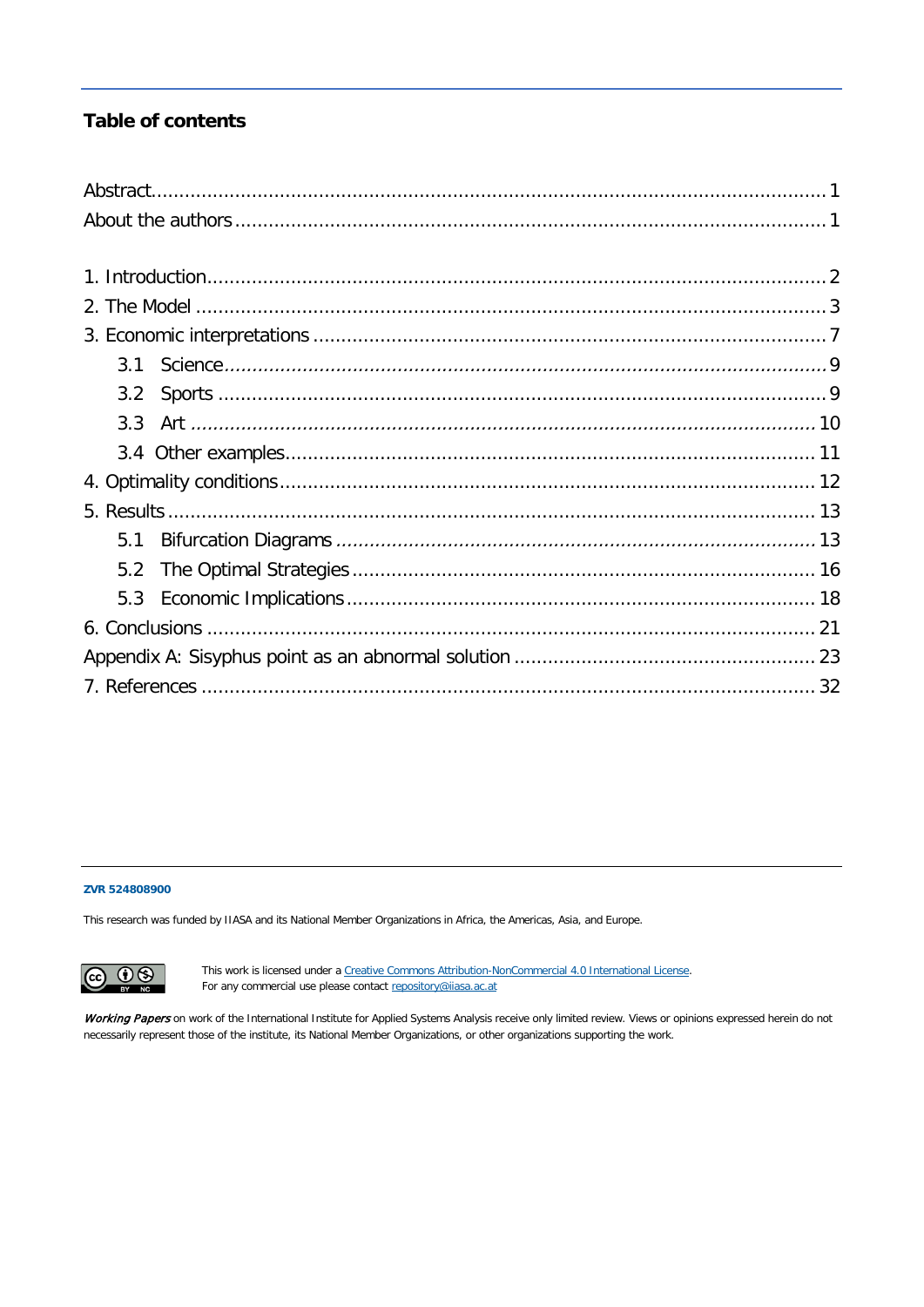## Table of contents

Abstract ........................................................................................................... 1
About the authors ............................................................................................. 1

1. Introduction ................................................................................................. 2
2. The Model .................................................................................................... 3
3. Economic interpretations .............................................................................. 7
   3.1 Science ................................................................................................... 9
   3.2 Sports ..................................................................................................... 9
   3.3 Art ......................................................................................................... 10
   3.4 Other examples ..................................................................................... 11
4. Optimality conditions ................................................................................... 12
5. Results ......................................................................................................... 13
   5.1 Bifurcation Diagrams ............................................................................. 13
   5.2 The Optimal Strategies ........................................................................... 16
   5.3 Economic Implications ........................................................................... 18
6. Conclusions ................................................................................................. 21
Appendix A: Sisyphus point as an abnormal solution ........................................ 23
7. References ................................................................................................... 32

**ZVR 524808900**

This research was funded by IIASA and its National Member Organizations in Africa, the Americas, Asia, and Europe.

This work is licensed under a Creative Commons Attribution-NonCommercial 4.0 International License.
For any commercial use please contact repository@iiasa.ac.at

*Working Papers* on work of the International Institute for Applied Systems Analysis receive only limited review. Views or opinions expressed herein do not necessarily represent those of the institute, its National Member Organizations, or other organizations supporting the work.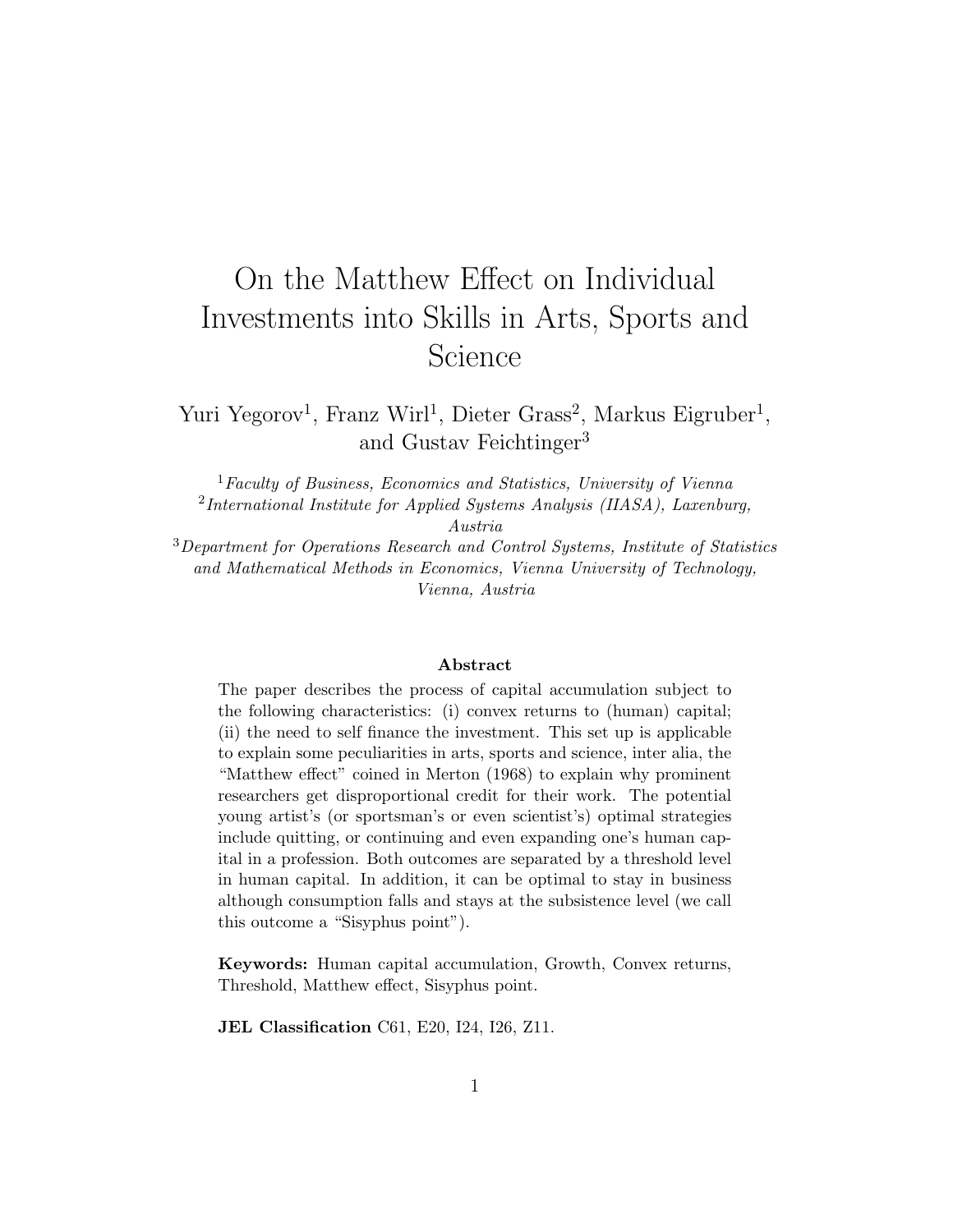# On the Matthew Effect on Individual Investments into Skills in Arts, Sports and Science

Yuri Yegorov[1], Franz Wirl[1], Dieter Grass[2], Markus Eigruber[1], and Gustav Feichtinger[3]

[1] *Faculty of Business, Economics and Statistics, University of Vienna*
[2] *International Institute for Applied Systems Analysis (IIASA), Laxenburg, Austria*
[3] *Department for Operations Research and Control Systems, Institute of Statistics and Mathematical Methods in Economics, Vienna University of Technology, Vienna, Austria*

**Abstract**

The paper describes the process of capital accumulation subject to the following characteristics: (i) convex returns to (human) capital; (ii) the need to self finance the investment. This set up is applicable to explain some peculiarities in arts, sports and science, inter alia, the "Matthew effect" coined in Merton (1968) to explain why prominent researchers get disproportional credit for their work. The potential young artist's (or sportsman's or even scientist's) optimal strategies include quitting, or continuing and even expanding one's human capital in a profession. Both outcomes are separated by a threshold level in human capital. In addition, it can be optimal to stay in business although consumption falls and stays at the subsistence level (we call this outcome a "Sisyphus point").

**Keywords:** Human capital accumulation, Growth, Convex returns, Threshold, Matthew effect, Sisyphus point.

**JEL Classification** C61, E20, I24, I26, Z11.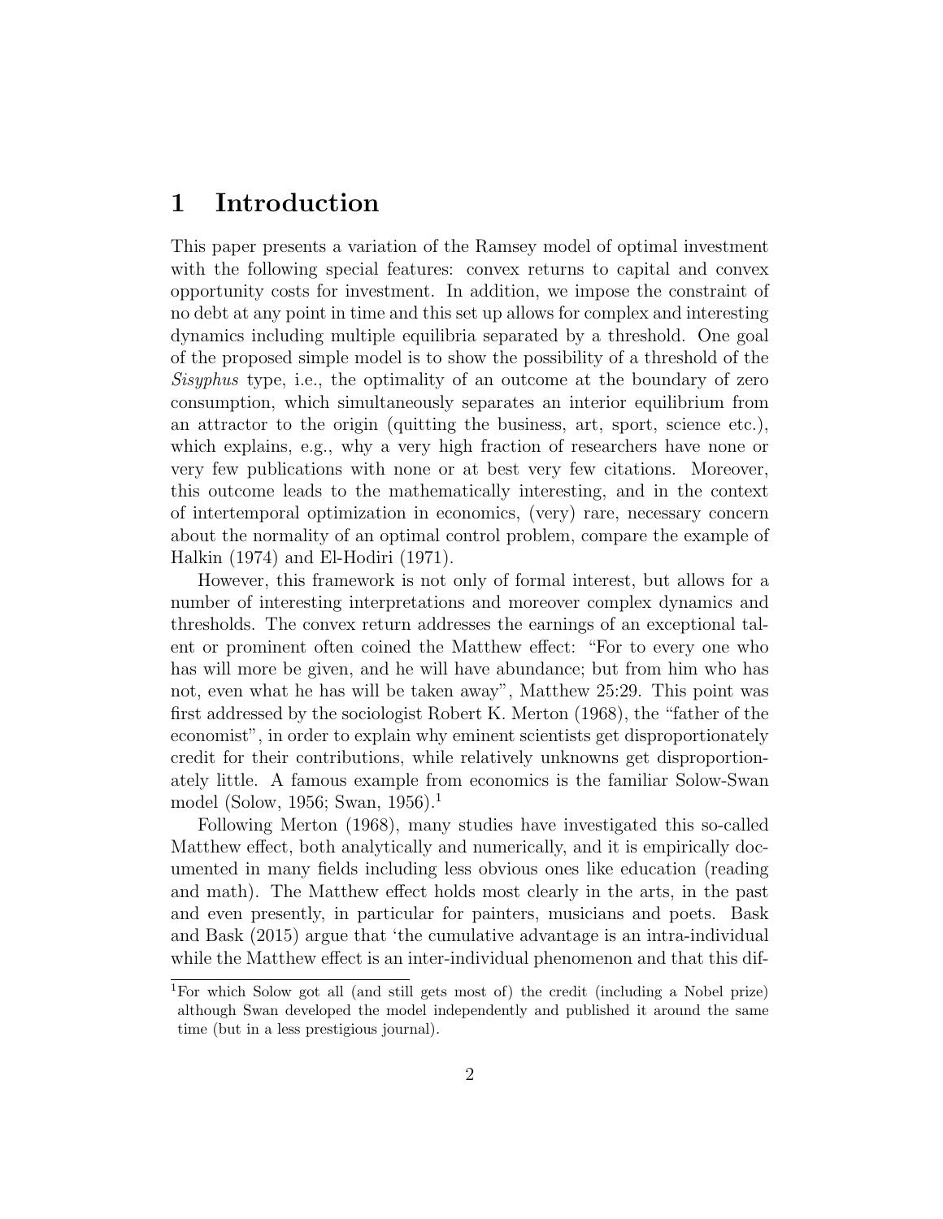# 1 Introduction

This paper presents a variation of the Ramsey model of optimal investment with the following special features: convex returns to capital and convex opportunity costs for investment. In addition, we impose the constraint of no debt at any point in time and this set up allows for complex and interesting dynamics including multiple equilibria separated by a threshold. One goal of the proposed simple model is to show the possibility of a threshold of the *Sisyphus* type, i.e., the optimality of an outcome at the boundary of zero consumption, which simultaneously separates an interior equilibrium from an attractor to the origin (quitting the business, art, sport, science etc.), which explains, e.g., why a very high fraction of researchers have none or very few publications with none or at best very few citations. Moreover, this outcome leads to the mathematically interesting, and in the context of intertemporal optimization in economics, (very) rare, necessary concern about the normality of an optimal control problem, compare the example of Halkin (1974) and El-Hodiri (1971).

However, this framework is not only of formal interest, but allows for a number of interesting interpretations and moreover complex dynamics and thresholds. The convex return addresses the earnings of an exceptional talent or prominent often coined the Matthew effect: "For to every one who has will more be given, and he will have abundance; but from him who has not, even what he has will be taken away", Matthew 25:29. This point was first addressed by the sociologist Robert K. Merton (1968), the "father of the economist", in order to explain why eminent scientists get disproportionately credit for their contributions, while relatively unknowns get disproportionately little. A famous example from economics is the familiar Solow-Swan model (Solow, 1956; Swan, 1956).[1]

Following Merton (1968), many studies have investigated this so-called Matthew effect, both analytically and numerically, and it is empirically documented in many fields including less obvious ones like education (reading and math). The Matthew effect holds most clearly in the arts, in the past and even presently, in particular for painters, musicians and poets. Bask and Bask (2015) argue that 'the cumulative advantage is an intra-individual while the Matthew effect is an inter-individual phenomenon and that this dif-

[1] For which Solow got all (and still gets most of) the credit (including a Nobel prize) although Swan developed the model independently and published it around the same time (but in a less prestigious journal).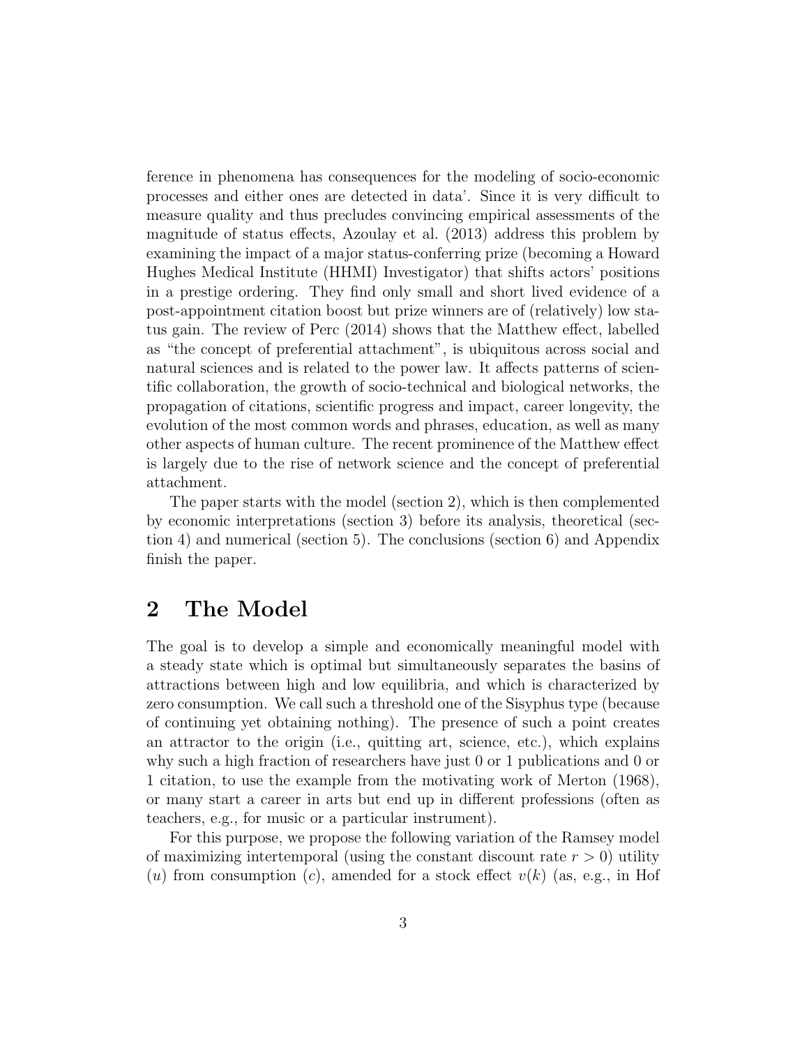ference in phenomena has consequences for the modeling of socio-economic processes and either ones are detected in data'. Since it is very difficult to measure quality and thus precludes convincing empirical assessments of the magnitude of status effects, Azoulay et al. (2013) address this problem by examining the impact of a major status-conferring prize (becoming a Howard Hughes Medical Institute (HHMI) Investigator) that shifts actors' positions in a prestige ordering. They find only small and short lived evidence of a post-appointment citation boost but prize winners are of (relatively) low status gain. The review of Perc (2014) shows that the Matthew effect, labelled as "the concept of preferential attachment", is ubiquitous across social and natural sciences and is related to the power law. It affects patterns of scientific collaboration, the growth of socio-technical and biological networks, the propagation of citations, scientific progress and impact, career longevity, the evolution of the most common words and phrases, education, as well as many other aspects of human culture. The recent prominence of the Matthew effect is largely due to the rise of network science and the concept of preferential attachment.

The paper starts with the model (section 2), which is then complemented by economic interpretations (section 3) before its analysis, theoretical (section 4) and numerical (section 5). The conclusions (section 6) and Appendix finish the paper.

## 2 The Model

The goal is to develop a simple and economically meaningful model with a steady state which is optimal but simultaneously separates the basins of attractions between high and low equilibria, and which is characterized by zero consumption. We call such a threshold one of the Sisyphus type (because of continuing yet obtaining nothing). The presence of such a point creates an attractor to the origin (i.e., quitting art, science, etc.), which explains why such a high fraction of researchers have just 0 or 1 publications and 0 or 1 citation, to use the example from the motivating work of Merton (1968), or many start a career in arts but end up in different professions (often as teachers, e.g., for music or a particular instrument).

For this purpose, we propose the following variation of the Ramsey model of maximizing intertemporal (using the constant discount rate $r > 0$) utility ($u$) from consumption ($c$), amended for a stock effect $v(k)$ (as, e.g., in Hof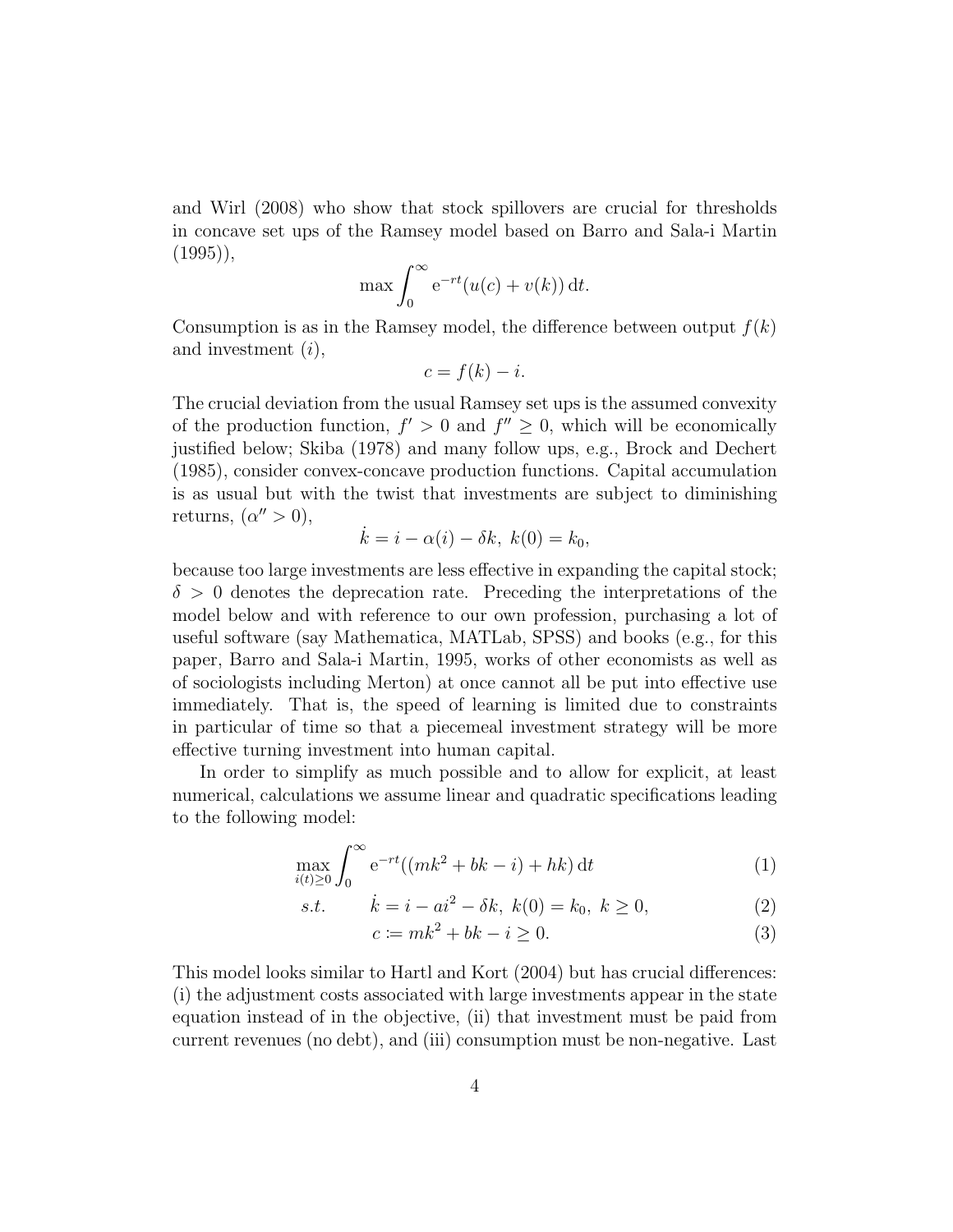and Wirl (2008) who show that stock spillovers are crucial for thresholds in concave set ups of the Ramsey model based on Barro and Sala-i Martin (1995)),

$$\max \int_0^\infty \mathrm{e}^{-rt}(u(c) + v(k))\,\mathrm{d}t.$$

Consumption is as in the Ramsey model, the difference between output $f(k)$ and investment $(i)$,

$$c = f(k) - i.$$

The crucial deviation from the usual Ramsey set ups is the assumed convexity of the production function, $f' > 0$ and $f'' \geq 0$, which will be economically justified below; Skiba (1978) and many follow ups, e.g., Brock and Dechert (1985), consider convex-concave production functions. Capital accumulation is as usual but with the twist that investments are subject to diminishing returns, $(\alpha'' > 0)$,

$$\dot{k} = i - \alpha(i) - \delta k,\ k(0) = k_0,$$

because too large investments are less effective in expanding the capital stock; $\delta > 0$ denotes the deprecation rate. Preceding the interpretations of the model below and with reference to our own profession, purchasing a lot of useful software (say Mathematica, MATLab, SPSS) and books (e.g., for this paper, Barro and Sala-i Martin, 1995, works of other economists as well as of sociologists including Merton) at once cannot all be put into effective use immediately. That is, the speed of learning is limited due to constraints in particular of time so that a piecemeal investment strategy will be more effective turning investment into human capital.

In order to simplify as much possible and to allow for explicit, at least numerical, calculations we assume linear and quadratic specifications leading to the following model:

$$\max_{i(t)\geq 0} \int_0^\infty \mathrm{e}^{-rt}((mk^2 + bk - i) + hk)\,\mathrm{d}t \tag{1}$$

$$s.t. \qquad \dot{k} = i - ai^2 - \delta k,\ k(0) = k_0,\ k \geq 0, \tag{2}$$

$$c := mk^2 + bk - i \geq 0. \tag{3}$$

This model looks similar to Hartl and Kort (2004) but has crucial differences: (i) the adjustment costs associated with large investments appear in the state equation instead of in the objective, (ii) that investment must be paid from current revenues (no debt), and (iii) consumption must be non-negative. Last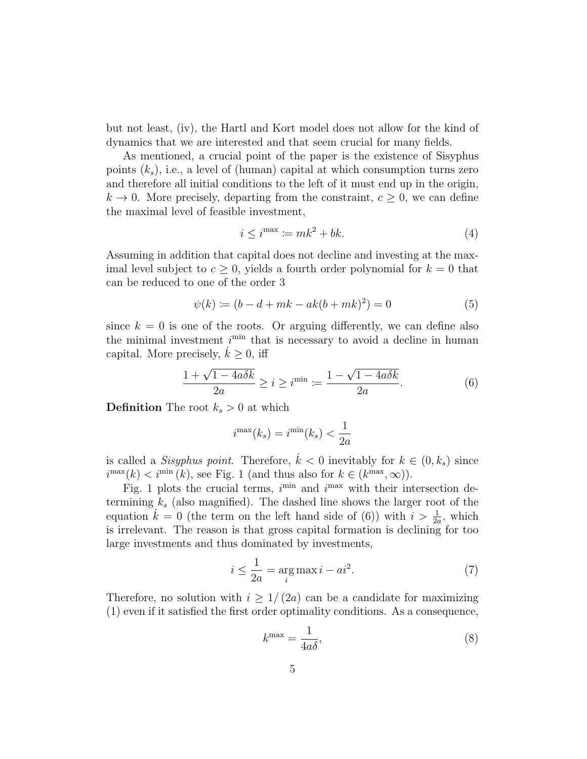but not least, (iv), the Hartl and Kort model does not allow for the kind of dynamics that we are interested and that seem crucial for many fields.

As mentioned, a crucial point of the paper is the existence of Sisyphus points ($k_s$), i.e., a level of (human) capital at which consumption turns zero and therefore all initial conditions to the left of it must end up in the origin, $k \to 0$. More precisely, departing from the constraint, $c \geq 0$, we can define the maximal level of feasible investment,

$$i \leq i^{\max} := mk^2 + bk. \tag{4}$$

Assuming in addition that capital does not decline and investing at the maximal level subject to $c \geq 0$, yields a fourth order polynomial for $\dot{k} = 0$ that can be reduced to one of the order 3

$$\psi(k) := (b - d + mk - ak(b + mk)^2) = 0 \tag{5}$$

since $k = 0$ is one of the roots. Or arguing differently, we can define also the minimal investment $i^{\min}$ that is necessary to avoid a decline in human capital. More precisely, $\dot{k} \geq 0$, iff

$$\frac{1 + \sqrt{1 - 4a\delta k}}{2a} \geq i \geq i^{\min} := \frac{1 - \sqrt{1 - 4a\delta k}}{2a}. \tag{6}$$

**Definition** The root $k_s > 0$ at which

$$i^{\max}(k_s) = i^{\min}(k_s) < \frac{1}{2a}$$

is called a *Sisyphus point*. Therefore, $\dot{k} < 0$ inevitably for $k \in (0, k_s)$ since $i^{\max}(k) < i^{\min}(k)$, see Fig. 1 (and thus also for $k \in (k^{\max}, \infty)$).

Fig. 1 plots the crucial terms, $i^{\min}$ and $i^{\max}$ with their intersection determining $k_s$ (also magnified). The dashed line shows the larger root of the equation $\dot{k} = 0$ (the term on the left hand side of (6)) with $i > \frac{1}{2a}$, which is irrelevant. The reason is that gross capital formation is declining for too large investments and thus dominated by investments,

$$i \leq \frac{1}{2a} = \arg\max_i i - ai^2. \tag{7}$$

Therefore, no solution with $i \geq 1/(2a)$ can be a candidate for maximizing (1) even if it satisfied the first order optimality conditions. As a consequence,

$$k^{\max} = \frac{1}{4a\delta}, \tag{8}$$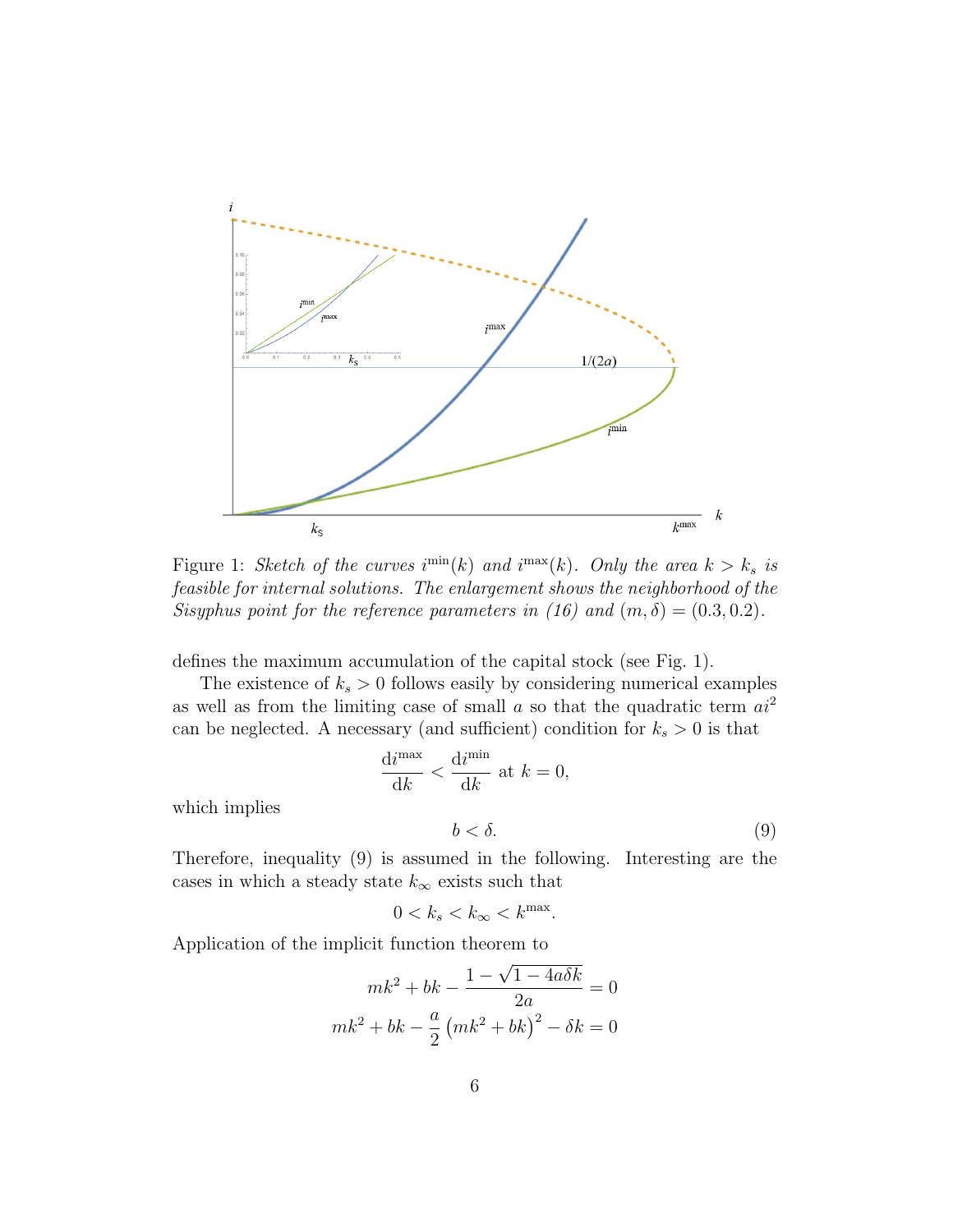Figure 1: *Sketch of the curves $i^{\min}(k)$ and $i^{\max}(k)$. Only the area $k > k_s$ is feasible for internal solutions. The enlargement shows the neighborhood of the Sisyphus point for the reference parameters in (16) and $(m, \delta) = (0.3, 0.2)$.*

defines the maximum accumulation of the capital stock (see Fig. 1).

The existence of $k_s > 0$ follows easily by considering numerical examples as well as from the limiting case of small $a$ so that the quadratic term $ai^2$ can be neglected. A necessary (and sufficient) condition for $k_s > 0$ is that

$$\frac{\mathrm{d}i^{\max}}{\mathrm{d}k} < \frac{\mathrm{d}i^{\min}}{\mathrm{d}k} \text{ at } k = 0,$$

which implies

$$b < \delta. \tag{9}$$

Therefore, inequality (9) is assumed in the following. Interesting are the cases in which a steady state $k_\infty$ exists such that

$$0 < k_s < k_\infty < k^{\max}.$$

Application of the implicit function theorem to

$$mk^2 + bk - \frac{1 - \sqrt{1 - 4a\delta k}}{2a} = 0$$

$$mk^2 + bk - \frac{a}{2}\left(mk^2 + bk\right)^2 - \delta k = 0$$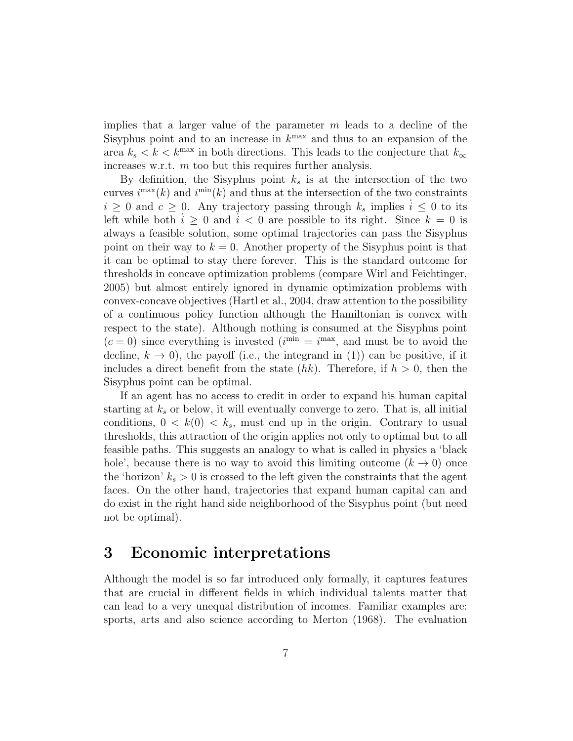implies that a larger value of the parameter $m$ leads to a decline of the Sisyphus point and to an increase in $k^{\max}$ and thus to an expansion of the area $k_s < k < k^{\max}$ in both directions. This leads to the conjecture that $k_\infty$ increases w.r.t. $m$ too but this requires further analysis.

By definition, the Sisyphus point $k_s$ is at the intersection of the two curves $i^{\max}(k)$ and $i^{\min}(k)$ and thus at the intersection of the two constraints $i \geq 0$ and $c \geq 0$. Any trajectory passing through $k_s$ implies $\dot{i} \leq 0$ to its left while both $\dot{i} \geq 0$ and $\dot{i} < 0$ are possible to its right. Since $k = 0$ is always a feasible solution, some optimal trajectories can pass the Sisyphus point on their way to $k = 0$. Another property of the Sisyphus point is that it can be optimal to stay there forever. This is the standard outcome for thresholds in concave optimization problems (compare Wirl and Feichtinger, 2005) but almost entirely ignored in dynamic optimization problems with convex-concave objectives (Hartl et al., 2004, draw attention to the possibility of a continuous policy function although the Hamiltonian is convex with respect to the state). Although nothing is consumed at the Sisyphus point ($c = 0$) since everything is invested ($i^{\min} = i^{\max}$, and must be to avoid the decline, $k \to 0$), the payoff (i.e., the integrand in (1)) can be positive, if it includes a direct benefit from the state ($hk$). Therefore, if $h > 0$, then the Sisyphus point can be optimal.

If an agent has no access to credit in order to expand his human capital starting at $k_s$ or below, it will eventually converge to zero. That is, all initial conditions, $0 < k(0) < k_s$, must end up in the origin. Contrary to usual thresholds, this attraction of the origin applies not only to optimal but to all feasible paths. This suggests an analogy to what is called in physics a 'black hole', because there is no way to avoid this limiting outcome ($k \to 0$) once the 'horizon' $k_s > 0$ is crossed to the left given the constraints that the agent faces. On the other hand, trajectories that expand human capital can and do exist in the right hand side neighborhood of the Sisyphus point (but need not be optimal).

## 3 Economic interpretations

Although the model is so far introduced only formally, it captures features that are crucial in different fields in which individual talents matter that can lead to a very unequal distribution of incomes. Familiar examples are: sports, arts and also science according to Merton (1968). The evaluation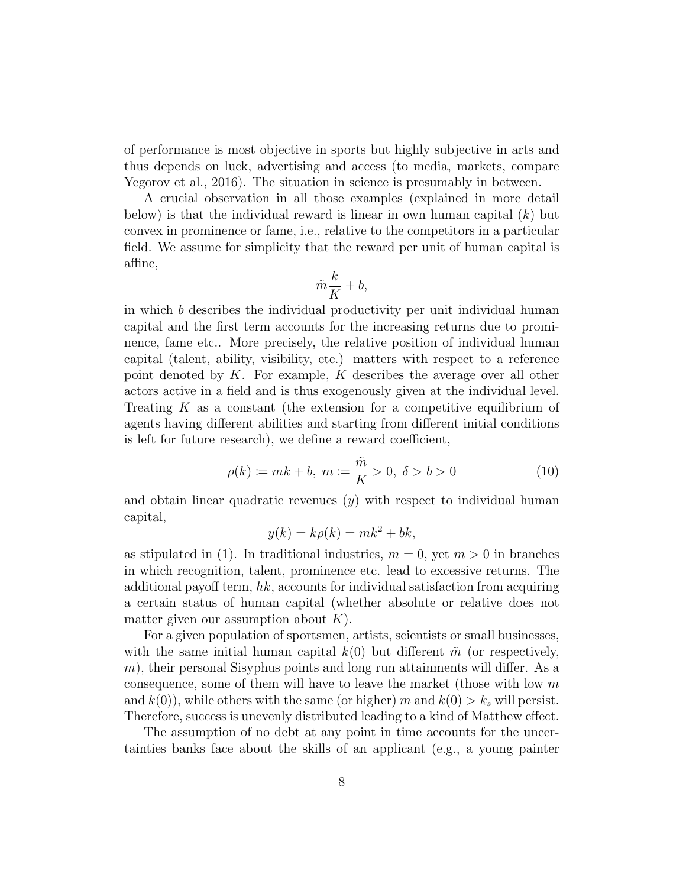of performance is most objective in sports but highly subjective in arts and thus depends on luck, advertising and access (to media, markets, compare Yegorov et al., 2016). The situation in science is presumably in between.

A crucial observation in all those examples (explained in more detail below) is that the individual reward is linear in own human capital ($k$) but convex in prominence or fame, i.e., relative to the competitors in a particular field. We assume for simplicity that the reward per unit of human capital is affine,

$$\tilde{m}\frac{k}{K} + b,$$

in which $b$ describes the individual productivity per unit individual human capital and the first term accounts for the increasing returns due to prominence, fame etc.. More precisely, the relative position of individual human capital (talent, ability, visibility, etc.) matters with respect to a reference point denoted by $K$. For example, $K$ describes the average over all other actors active in a field and is thus exogenously given at the individual level. Treating $K$ as a constant (the extension for a competitive equilibrium of agents having different abilities and starting from different initial conditions is left for future research), we define a reward coefficient,

$$\rho(k) \coloneqq mk + b, \ m \coloneqq \frac{\tilde{m}}{K} > 0, \ \delta > b > 0 \tag{10}$$

and obtain linear quadratic revenues ($y$) with respect to individual human capital,

$$y(k) = k\rho(k) = mk^2 + bk,$$

as stipulated in (1). In traditional industries, $m = 0$, yet $m > 0$ in branches in which recognition, talent, prominence etc. lead to excessive returns. The additional payoff term, $hk$, accounts for individual satisfaction from acquiring a certain status of human capital (whether absolute or relative does not matter given our assumption about $K$).

For a given population of sportsmen, artists, scientists or small businesses, with the same initial human capital $k(0)$ but different $\tilde{m}$ (or respectively, $m$), their personal Sisyphus points and long run attainments will differ. As a consequence, some of them will have to leave the market (those with low $m$ and $k(0)$), while others with the same (or higher) $m$ and $k(0) > k_s$ will persist. Therefore, success is unevenly distributed leading to a kind of Matthew effect.

The assumption of no debt at any point in time accounts for the uncertainties banks face about the skills of an applicant (e.g., a young painter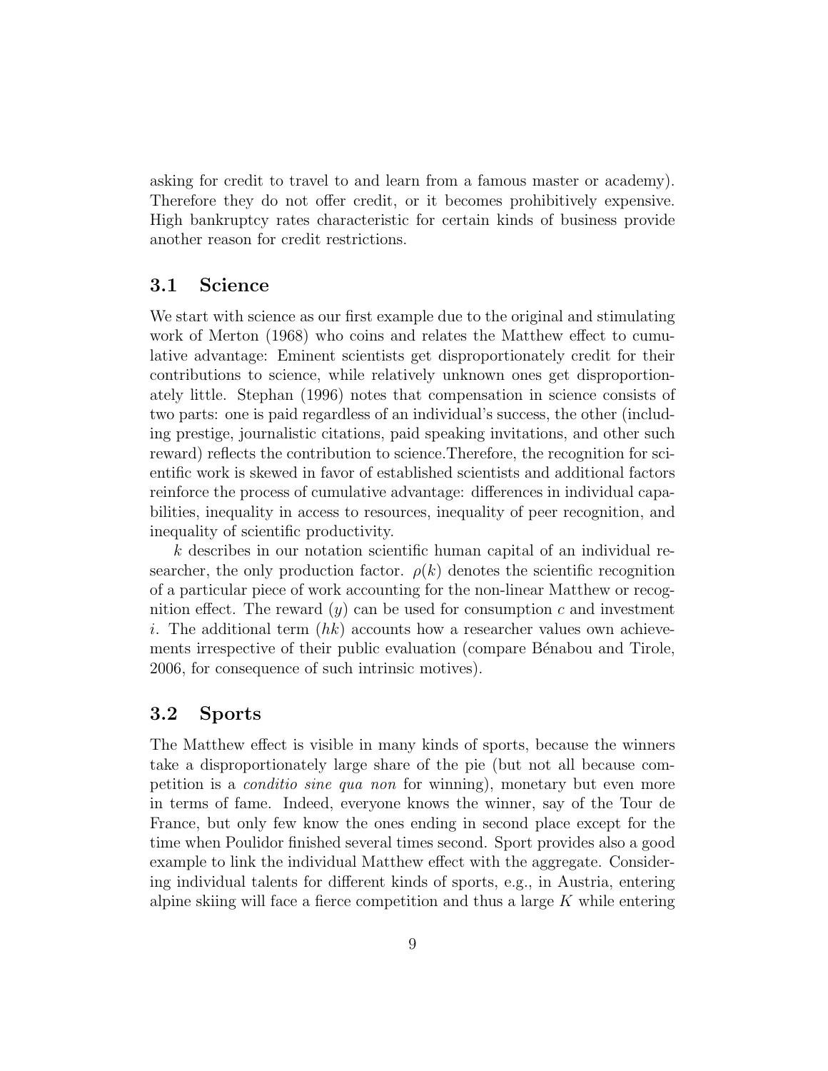asking for credit to travel to and learn from a famous master or academy). Therefore they do not offer credit, or it becomes prohibitively expensive. High bankruptcy rates characteristic for certain kinds of business provide another reason for credit restrictions.

## 3.1 Science

We start with science as our first example due to the original and stimulating work of Merton (1968) who coins and relates the Matthew effect to cumulative advantage: Eminent scientists get disproportionately credit for their contributions to science, while relatively unknown ones get disproportionately little. Stephan (1996) notes that compensation in science consists of two parts: one is paid regardless of an individual's success, the other (including prestige, journalistic citations, paid speaking invitations, and other such reward) reflects the contribution to science.Therefore, the recognition for scientific work is skewed in favor of established scientists and additional factors reinforce the process of cumulative advantage: differences in individual capabilities, inequality in access to resources, inequality of peer recognition, and inequality of scientific productivity.

$k$ describes in our notation scientific human capital of an individual researcher, the only production factor. $\rho(k)$ denotes the scientific recognition of a particular piece of work accounting for the non-linear Matthew or recognition effect. The reward ($y$) can be used for consumption $c$ and investment $i$. The additional term ($hk$) accounts how a researcher values own achievements irrespective of their public evaluation (compare Bénabou and Tirole, 2006, for consequence of such intrinsic motives).

## 3.2 Sports

The Matthew effect is visible in many kinds of sports, because the winners take a disproportionately large share of the pie (but not all because competition is a *conditio sine qua non* for winning), monetary but even more in terms of fame. Indeed, everyone knows the winner, say of the Tour de France, but only few know the ones ending in second place except for the time when Poulidor finished several times second. Sport provides also a good example to link the individual Matthew effect with the aggregate. Considering individual talents for different kinds of sports, e.g., in Austria, entering alpine skiing will face a fierce competition and thus a large $K$ while entering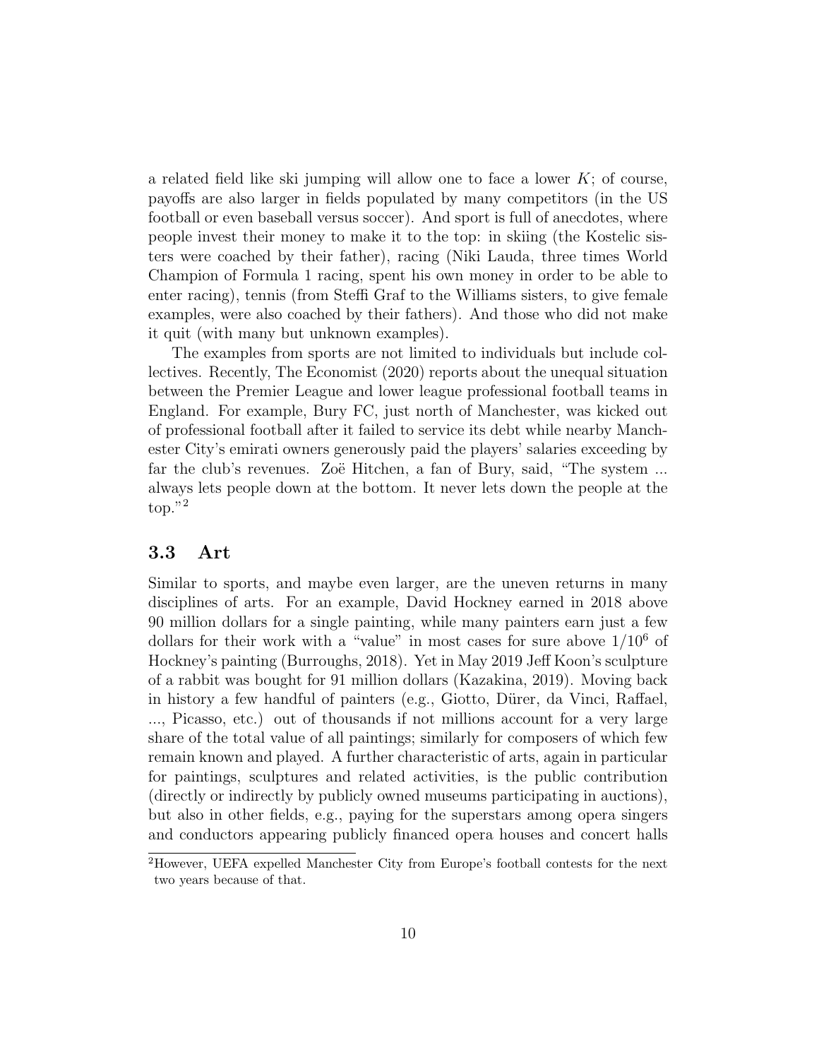a related field like ski jumping will allow one to face a lower $K$; of course, payoffs are also larger in fields populated by many competitors (in the US football or even baseball versus soccer). And sport is full of anecdotes, where people invest their money to make it to the top: in skiing (the Kostelic sisters were coached by their father), racing (Niki Lauda, three times World Champion of Formula 1 racing, spent his own money in order to be able to enter racing), tennis (from Steffi Graf to the Williams sisters, to give female examples, were also coached by their fathers). And those who did not make it quit (with many but unknown examples).

The examples from sports are not limited to individuals but include collectives. Recently, The Economist (2020) reports about the unequal situation between the Premier League and lower league professional football teams in England. For example, Bury FC, just north of Manchester, was kicked out of professional football after it failed to service its debt while nearby Manchester City's emirati owners generously paid the players' salaries exceeding by far the club's revenues. Zoë Hitchen, a fan of Bury, said, "The system ... always lets people down at the bottom. It never lets down the people at the top."[2]

## 3.3 Art

Similar to sports, and maybe even larger, are the uneven returns in many disciplines of arts. For an example, David Hockney earned in 2018 above 90 million dollars for a single painting, while many painters earn just a few dollars for their work with a "value" in most cases for sure above $1/10^6$ of Hockney's painting (Burroughs, 2018). Yet in May 2019 Jeff Koon's sculpture of a rabbit was bought for 91 million dollars (Kazakina, 2019). Moving back in history a few handful of painters (e.g., Giotto, Dürer, da Vinci, Raffael, ..., Picasso, etc.) out of thousands if not millions account for a very large share of the total value of all paintings; similarly for composers of which few remain known and played. A further characteristic of arts, again in particular for paintings, sculptures and related activities, is the public contribution (directly or indirectly by publicly owned museums participating in auctions), but also in other fields, e.g., paying for the superstars among opera singers and conductors appearing publicly financed opera houses and concert halls

[2] However, UEFA expelled Manchester City from Europe's football contests for the next two years because of that.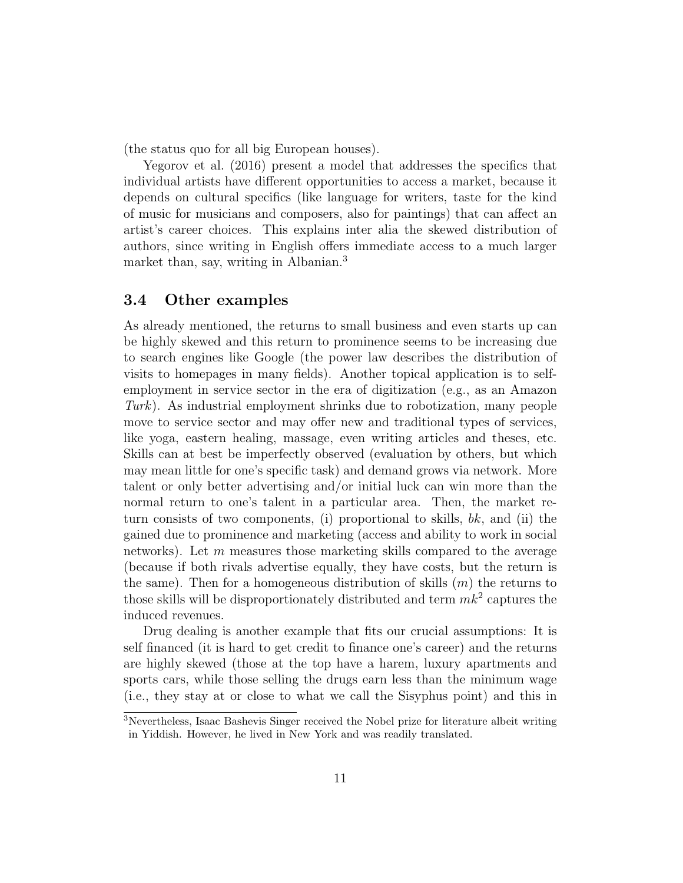(the status quo for all big European houses).

Yegorov et al. (2016) present a model that addresses the specifics that individual artists have different opportunities to access a market, because it depends on cultural specifics (like language for writers, taste for the kind of music for musicians and composers, also for paintings) that can affect an artist's career choices. This explains inter alia the skewed distribution of authors, since writing in English offers immediate access to a much larger market than, say, writing in Albanian.[3]

### 3.4 Other examples

As already mentioned, the returns to small business and even starts up can be highly skewed and this return to prominence seems to be increasing due to search engines like Google (the power law describes the distribution of visits to homepages in many fields). Another topical application is to self-employment in service sector in the era of digitization (e.g., as an Amazon *Turk*). As industrial employment shrinks due to robotization, many people move to service sector and may offer new and traditional types of services, like yoga, eastern healing, massage, even writing articles and theses, etc. Skills can at best be imperfectly observed (evaluation by others, but which may mean little for one's specific task) and demand grows via network. More talent or only better advertising and/or initial luck can win more than the normal return to one's talent in a particular area. Then, the market return consists of two components, (i) proportional to skills, $bk$, and (ii) the gained due to prominence and marketing (access and ability to work in social networks). Let $m$ measures those marketing skills compared to the average (because if both rivals advertise equally, they have costs, but the return is the same). Then for a homogeneous distribution of skills ($m$) the returns to those skills will be disproportionately distributed and term $mk^2$ captures the induced revenues.

Drug dealing is another example that fits our crucial assumptions: It is self financed (it is hard to get credit to finance one's career) and the returns are highly skewed (those at the top have a harem, luxury apartments and sports cars, while those selling the drugs earn less than the minimum wage (i.e., they stay at or close to what we call the Sisyphus point) and this in

[3]Nevertheless, Isaac Bashevis Singer received the Nobel prize for literature albeit writing in Yiddish. However, he lived in New York and was readily translated.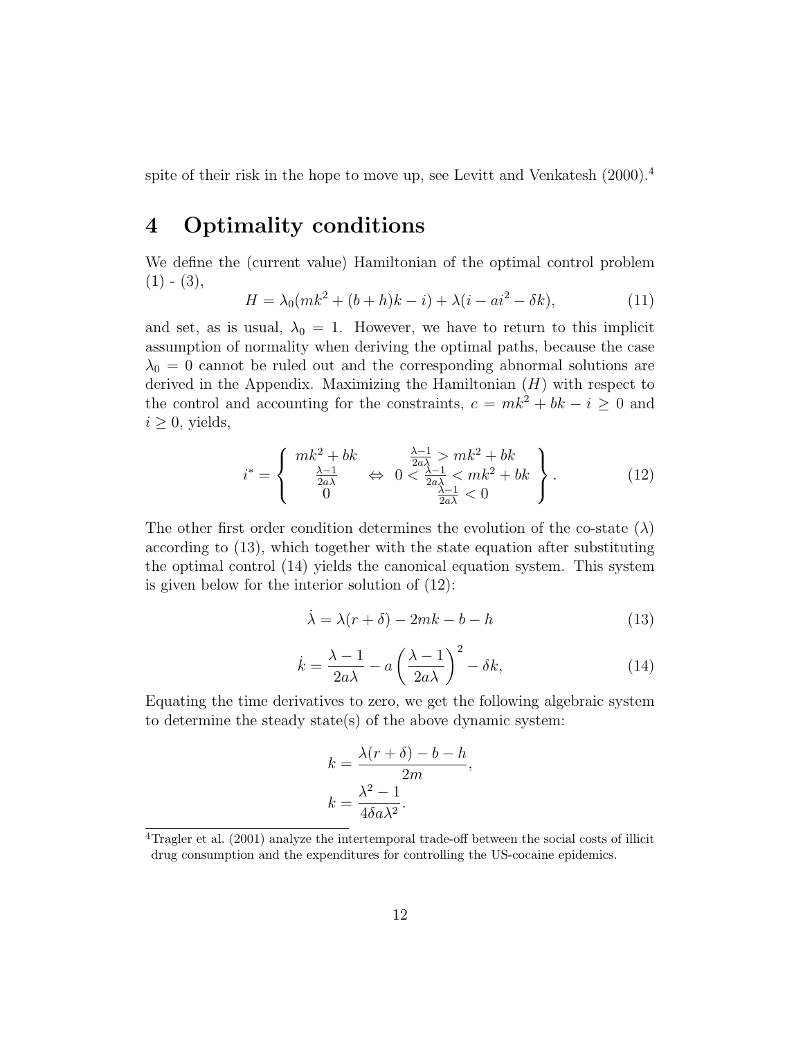spite of their risk in the hope to move up, see Levitt and Venkatesh (2000).[4]

## 4 Optimality conditions

We define the (current value) Hamiltonian of the optimal control problem (1) - (3),

$$H = \lambda_0(mk^2 + (b+h)k - i) + \lambda(i - ai^2 - \delta k), \tag{11}$$

and set, as is usual, $\lambda_0 = 1$. However, we have to return to this implicit assumption of normality when deriving the optimal paths, because the case $\lambda_0 = 0$ cannot be ruled out and the corresponding abnormal solutions are derived in the Appendix. Maximizing the Hamiltonian ($H$) with respect to the control and accounting for the constraints, $c = mk^2 + bk - i \geq 0$ and $i \geq 0$, yields,

$$i^* = \left\{ \begin{array}{c} mk^2 + bk \\ \frac{\lambda-1}{2a\lambda} \\ 0 \end{array} \Leftrightarrow \begin{array}{c} \frac{\lambda-1}{2a\lambda} > mk^2 + bk \\ 0 < \frac{\lambda-1}{2a\lambda} < mk^2 + bk \\ \frac{\lambda-1}{2a\lambda} < 0 \end{array} \right\}. \tag{12}$$

The other first order condition determines the evolution of the co-state ($\lambda$) according to (13), which together with the state equation after substituting the optimal control (14) yields the canonical equation system. This system is given below for the interior solution of (12):

$$\dot{\lambda} = \lambda(r + \delta) - 2mk - b - h \tag{13}$$

$$\dot{k} = \frac{\lambda - 1}{2a\lambda} - a\left(\frac{\lambda - 1}{2a\lambda}\right)^2 - \delta k, \tag{14}$$

Equating the time derivatives to zero, we get the following algebraic system to determine the steady state(s) of the above dynamic system:

$$k = \frac{\lambda(r + \delta) - b - h}{2m},$$
$$k = \frac{\lambda^2 - 1}{4\delta a \lambda^2}.$$

[4] Tragler et al. (2001) analyze the intertemporal trade-off between the social costs of illicit drug consumption and the expenditures for controlling the US-cocaine epidemics.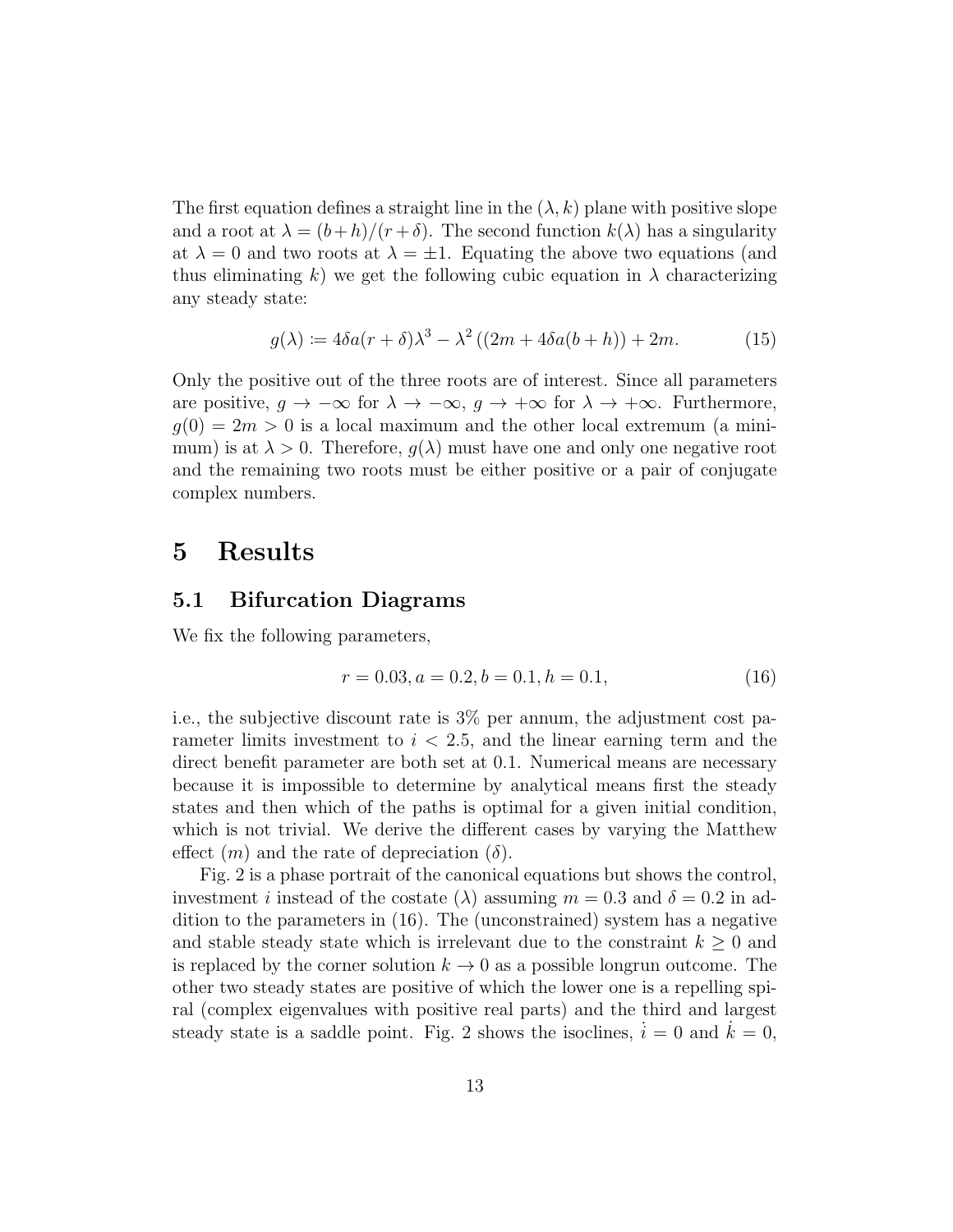The first equation defines a straight line in the $(\lambda, k)$ plane with positive slope and a root at $\lambda = (b+h)/(r+\delta)$. The second function $k(\lambda)$ has a singularity at $\lambda = 0$ and two roots at $\lambda = \pm 1$. Equating the above two equations (and thus eliminating $k$) we get the following cubic equation in $\lambda$ characterizing any steady state:

$$g(\lambda) := 4\delta a(r+\delta)\lambda^3 - \lambda^2 \left((2m + 4\delta a(b+h)\right) + 2m. \tag{15}$$

Only the positive out of the three roots are of interest. Since all parameters are positive, $g \to -\infty$ for $\lambda \to -\infty$, $g \to +\infty$ for $\lambda \to +\infty$. Furthermore, $g(0) = 2m > 0$ is a local maximum and the other local extremum (a minimum) is at $\lambda > 0$. Therefore, $g(\lambda)$ must have one and only one negative root and the remaining two roots must be either positive or a pair of conjugate complex numbers.

# 5 Results

## 5.1 Bifurcation Diagrams

We fix the following parameters,

$$r = 0.03, a = 0.2, b = 0.1, h = 0.1, \tag{16}$$

i.e., the subjective discount rate is 3% per annum, the adjustment cost parameter limits investment to $i < 2.5$, and the linear earning term and the direct benefit parameter are both set at 0.1. Numerical means are necessary because it is impossible to determine by analytical means first the steady states and then which of the paths is optimal for a given initial condition, which is not trivial. We derive the different cases by varying the Matthew effect ($m$) and the rate of depreciation ($\delta$).

Fig. 2 is a phase portrait of the canonical equations but shows the control, investment $i$ instead of the costate ($\lambda$) assuming $m = 0.3$ and $\delta = 0.2$ in addition to the parameters in (16). The (unconstrained) system has a negative and stable steady state which is irrelevant due to the constraint $k \geq 0$ and is replaced by the corner solution $k \to 0$ as a possible longrun outcome. The other two steady states are positive of which the lower one is a repelling spiral (complex eigenvalues with positive real parts) and the third and largest steady state is a saddle point. Fig. 2 shows the isoclines, $\dot{i} = 0$ and $\dot{k} = 0$,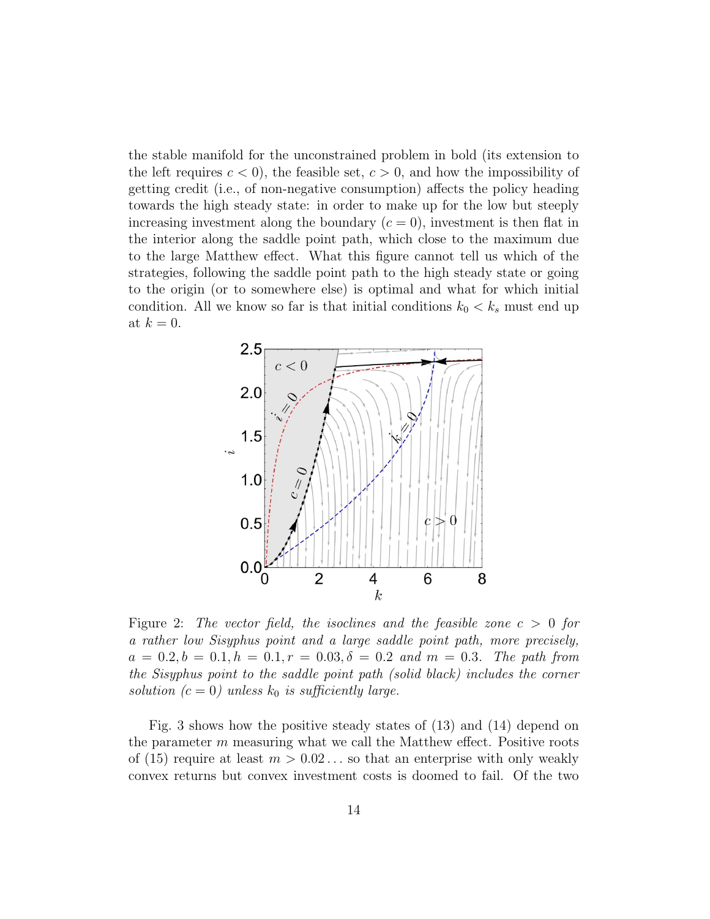the stable manifold for the unconstrained problem in bold (its extension to the left requires $c < 0$), the feasible set, $c > 0$, and how the impossibility of getting credit (i.e., of non-negative consumption) affects the policy heading towards the high steady state: in order to make up for the low but steeply increasing investment along the boundary ($c = 0$), investment is then flat in the interior along the saddle point path, which close to the maximum due to the large Matthew effect. What this figure cannot tell us which of the strategies, following the saddle point path to the high steady state or going to the origin (or to somewhere else) is optimal and what for which initial condition. All we know so far is that initial conditions $k_0 < k_s$ must end up at $k = 0$.

Figure 2: *The vector field, the isoclines and the feasible zone $c > 0$ for a rather low Sisyphus point and a large saddle point path, more precisely, $a = 0.2, b = 0.1, h = 0.1, r = 0.03, \delta = 0.2$ and $m = 0.3$. The path from the Sisyphus point to the saddle point path (solid black) includes the corner solution ($c = 0$) unless $k_0$ is sufficiently large.*

Fig. 3 shows how the positive steady states of (13) and (14) depend on the parameter $m$ measuring what we call the Matthew effect. Positive roots of (15) require at least $m > 0.02\ldots$ so that an enterprise with only weakly convex returns but convex investment costs is doomed to fail. Of the two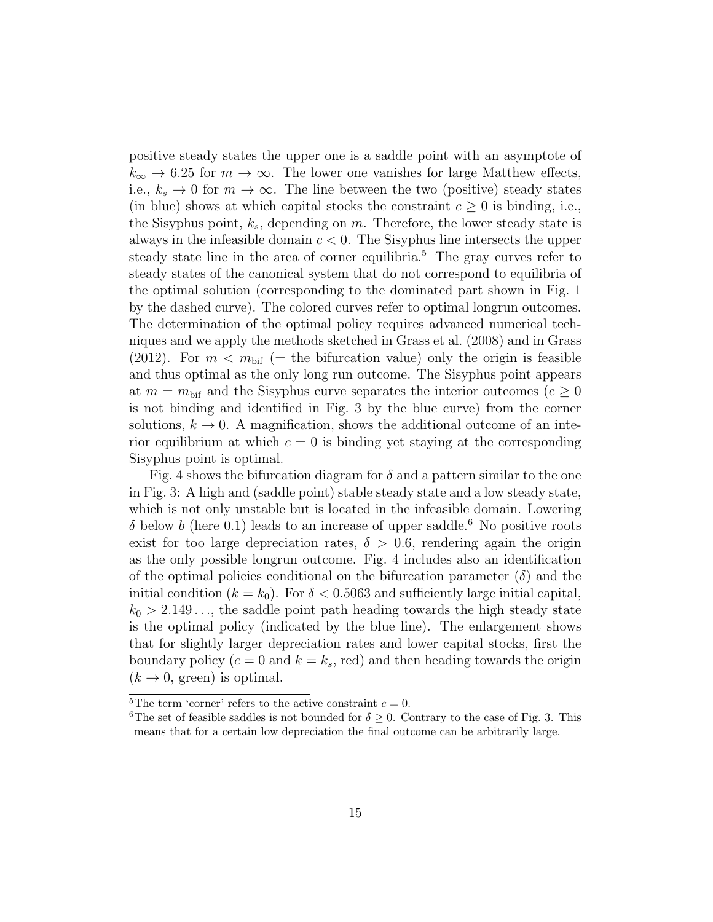positive steady states the upper one is a saddle point with an asymptote of $k_\infty \to 6.25$ for $m \to \infty$. The lower one vanishes for large Matthew effects, i.e., $k_s \to 0$ for $m \to \infty$. The line between the two (positive) steady states (in blue) shows at which capital stocks the constraint $c \geq 0$ is binding, i.e., the Sisyphus point, $k_s$, depending on $m$. Therefore, the lower steady state is always in the infeasible domain $c < 0$. The Sisyphus line intersects the upper steady state line in the area of corner equilibria.[5] The gray curves refer to steady states of the canonical system that do not correspond to equilibria of the optimal solution (corresponding to the dominated part shown in Fig. 1 by the dashed curve). The colored curves refer to optimal longrun outcomes. The determination of the optimal policy requires advanced numerical techniques and we apply the methods sketched in Grass et al. (2008) and in Grass (2012). For $m < m_{\text{bif}}$ (= the bifurcation value) only the origin is feasible and thus optimal as the only long run outcome. The Sisyphus point appears at $m = m_{\text{bif}}$ and the Sisyphus curve separates the interior outcomes ($c \geq 0$ is not binding and identified in Fig. 3 by the blue curve) from the corner solutions, $k \to 0$. A magnification, shows the additional outcome of an interior equilibrium at which $c = 0$ is binding yet staying at the corresponding Sisyphus point is optimal.

Fig. 4 shows the bifurcation diagram for $\delta$ and a pattern similar to the one in Fig. 3: A high and (saddle point) stable steady state and a low steady state, which is not only unstable but is located in the infeasible domain. Lowering $\delta$ below $b$ (here 0.1) leads to an increase of upper saddle.[6] No positive roots exist for too large depreciation rates, $\delta > 0.6$, rendering again the origin as the only possible longrun outcome. Fig. 4 includes also an identification of the optimal policies conditional on the bifurcation parameter ($\delta$) and the initial condition ($k = k_0$). For $\delta < 0.5063$ and sufficiently large initial capital, $k_0 > 2.149\ldots$, the saddle point path heading towards the high steady state is the optimal policy (indicated by the blue line). The enlargement shows that for slightly larger depreciation rates and lower capital stocks, first the boundary policy ($c = 0$ and $k = k_s$, red) and then heading towards the origin ($k \to 0$, green) is optimal.

[5] The term 'corner' refers to the active constraint $c = 0$.

[6] The set of feasible saddles is not bounded for $\delta \geq 0$. Contrary to the case of Fig. 3. This means that for a certain low depreciation the final outcome can be arbitrarily large.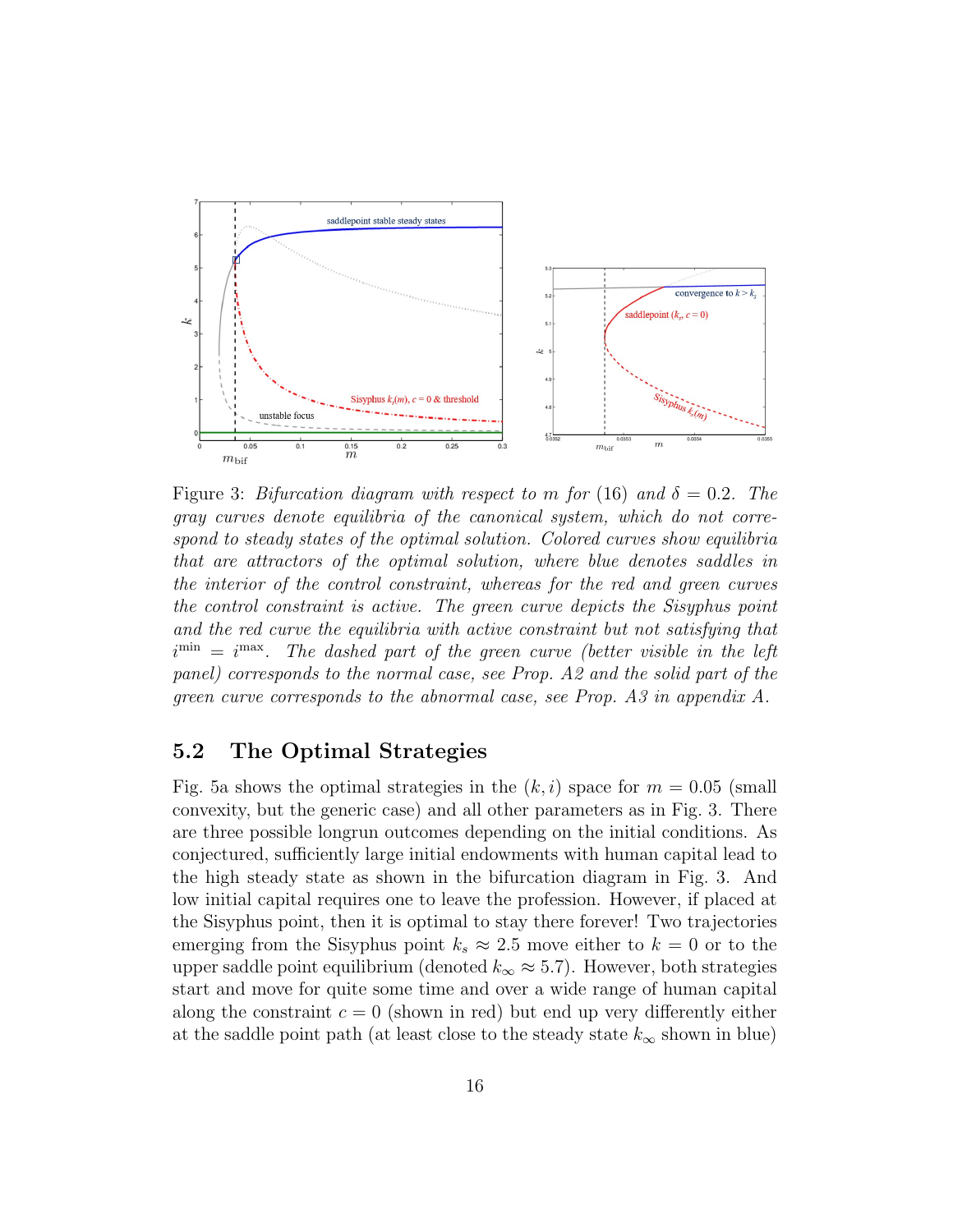Figure 3: *Bifurcation diagram with respect to $m$ for (16) and $\delta = 0.2$. The gray curves denote equilibria of the canonical system, which do not correspond to steady states of the optimal solution. Colored curves show equilibria that are attractors of the optimal solution, where blue denotes saddles in the interior of the control constraint, whereas for the red and green curves the control constraint is active. The green curve depicts the Sisyphus point and the red curve the equilibria with active constraint but not satisfying that $i^{\min} = i^{\max}$. The dashed part of the green curve (better visible in the left panel) corresponds to the normal case, see Prop. A2 and the solid part of the green curve corresponds to the abnormal case, see Prop. A3 in appendix A.*

## 5.2 The Optimal Strategies

Fig. 5a shows the optimal strategies in the $(k, i)$ space for $m = 0.05$ (small convexity, but the generic case) and all other parameters as in Fig. 3. There are three possible longrun outcomes depending on the initial conditions. As conjectured, sufficiently large initial endowments with human capital lead to the high steady state as shown in the bifurcation diagram in Fig. 3. And low initial capital requires one to leave the profession. However, if placed at the Sisyphus point, then it is optimal to stay there forever! Two trajectories emerging from the Sisyphus point $k_s \approx 2.5$ move either to $k = 0$ or to the upper saddle point equilibrium (denoted $k_\infty \approx 5.7$). However, both strategies start and move for quite some time and over a wide range of human capital along the constraint $c = 0$ (shown in red) but end up very differently either at the saddle point path (at least close to the steady state $k_\infty$ shown in blue)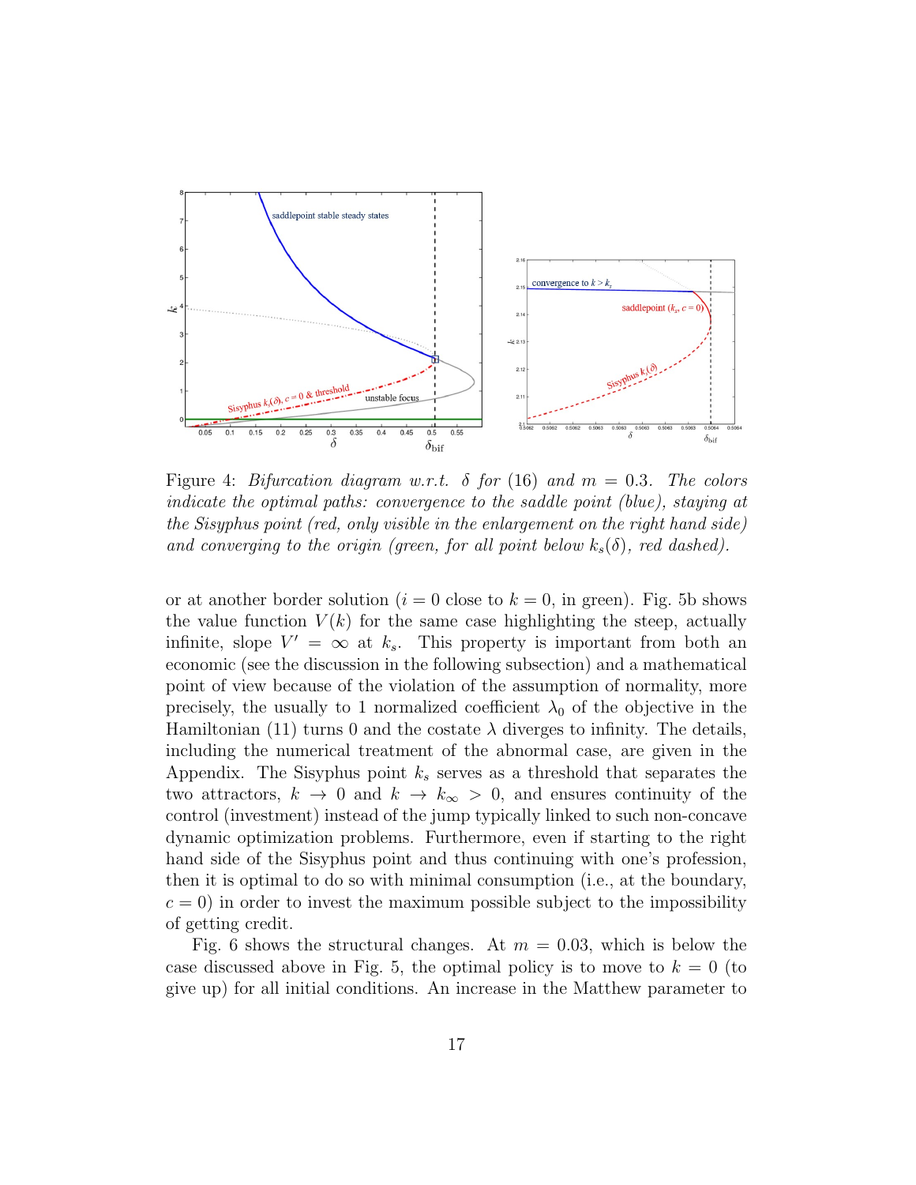Figure 4: *Bifurcation diagram w.r.t.* $\delta$ *for* (16) *and* $m = 0.3$*. The colors indicate the optimal paths: convergence to the saddle point (blue), staying at the Sisyphus point (red, only visible in the enlargement on the right hand side) and converging to the origin (green, for all point below* $k_s(\delta)$*, red dashed).*

or at another border solution ($i = 0$ close to $k = 0$, in green). Fig. 5b shows the value function $V(k)$ for the same case highlighting the steep, actually infinite, slope $V' = \infty$ at $k_s$. This property is important from both an economic (see the discussion in the following subsection) and a mathematical point of view because of the violation of the assumption of normality, more precisely, the usually to 1 normalized coefficient $\lambda_0$ of the objective in the Hamiltonian (11) turns 0 and the costate $\lambda$ diverges to infinity. The details, including the numerical treatment of the abnormal case, are given in the Appendix. The Sisyphus point $k_s$ serves as a threshold that separates the two attractors, $k \to 0$ and $k \to k_\infty > 0$, and ensures continuity of the control (investment) instead of the jump typically linked to such non-concave dynamic optimization problems. Furthermore, even if starting to the right hand side of the Sisyphus point and thus continuing with one's profession, then it is optimal to do so with minimal consumption (i.e., at the boundary, $c = 0$) in order to invest the maximum possible subject to the impossibility of getting credit.

Fig. 6 shows the structural changes. At $m = 0.03$, which is below the case discussed above in Fig. 5, the optimal policy is to move to $k = 0$ (to give up) for all initial conditions. An increase in the Matthew parameter to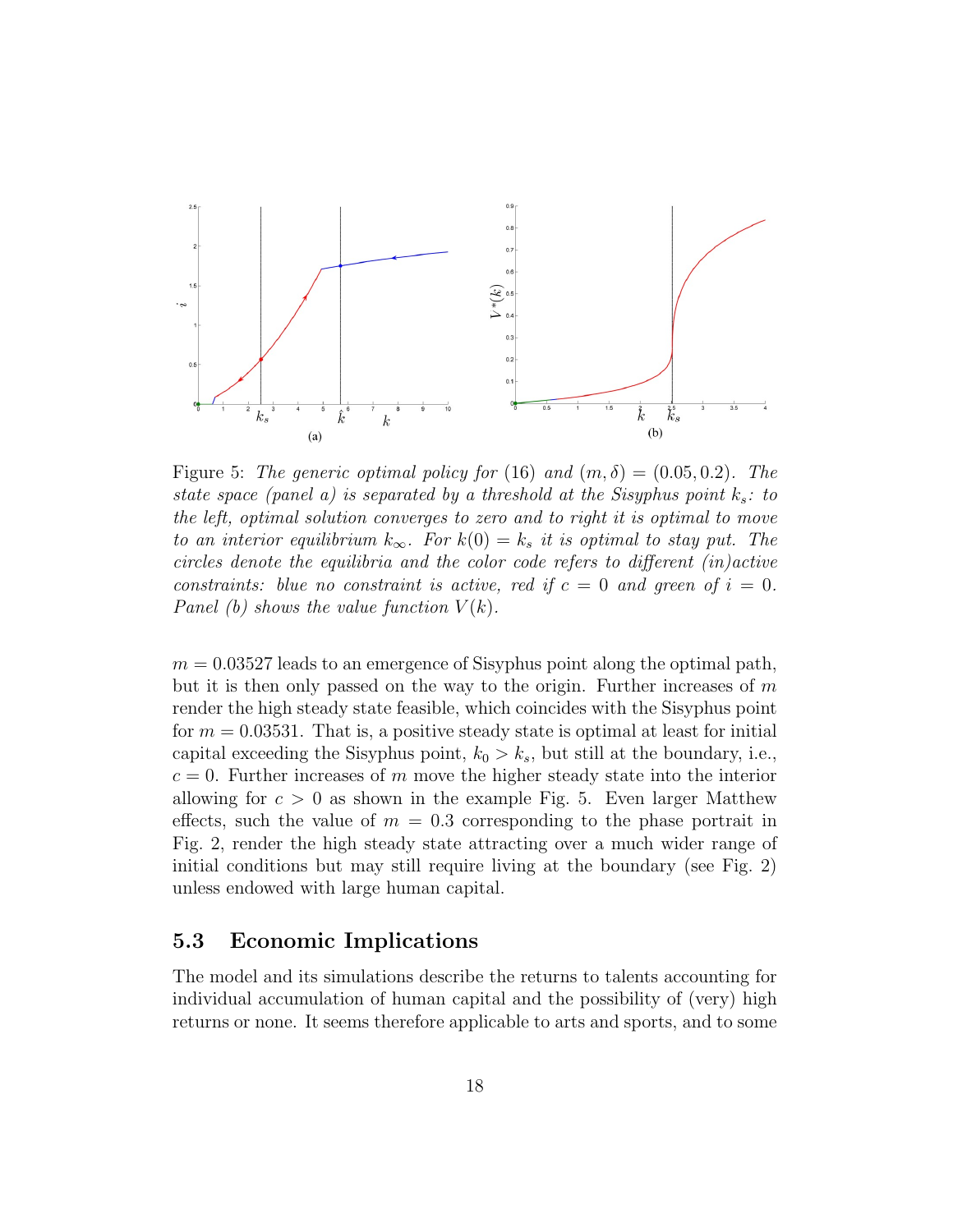Figure 5: *The generic optimal policy for (16) and* $(m, \delta) = (0.05, 0.2)$. *The state space (panel a) is separated by a threshold at the Sisyphus point* $k_s$*: to the left, optimal solution converges to zero and to right it is optimal to move to an interior equilibrium* $k_\infty$. *For* $k(0) = k_s$ *it is optimal to stay put. The circles denote the equilibria and the color code refers to different (in)active constraints: blue no constraint is active, red if* $c = 0$ *and green of* $i = 0$. *Panel (b) shows the value function* $V(k)$.

$m = 0.03527$ leads to an emergence of Sisyphus point along the optimal path, but it is then only passed on the way to the origin. Further increases of $m$ render the high steady state feasible, which coincides with the Sisyphus point for $m = 0.03531$. That is, a positive steady state is optimal at least for initial capital exceeding the Sisyphus point, $k_0 > k_s$, but still at the boundary, i.e., $c = 0$. Further increases of $m$ move the higher steady state into the interior allowing for $c > 0$ as shown in the example Fig. 5. Even larger Matthew effects, such the value of $m = 0.3$ corresponding to the phase portrait in Fig. 2, render the high steady state attracting over a much wider range of initial conditions but may still require living at the boundary (see Fig. 2) unless endowed with large human capital.

## 5.3 Economic Implications

The model and its simulations describe the returns to talents accounting for individual accumulation of human capital and the possibility of (very) high returns or none. It seems therefore applicable to arts and sports, and to some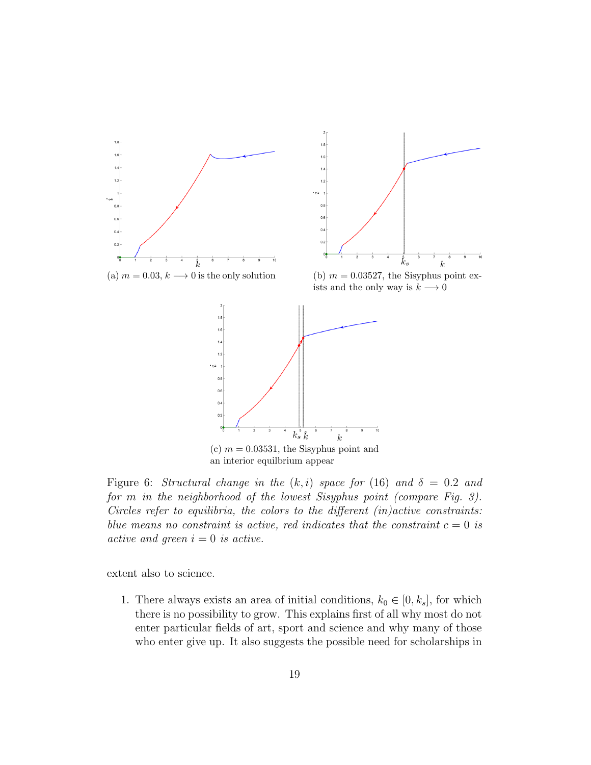(a) $m = 0.03$, $k \longrightarrow 0$ is the only solution

(b) $m = 0.03527$, the Sisyphus point exists and the only way is $k \longrightarrow 0$

(c) $m = 0.03531$, the Sisyphus point and an interior equilbrium appear

Figure 6: *Structural change in the $(k, i)$ space for (16) and $\delta = 0.2$ and for $m$ in the neighborhood of the lowest Sisyphus point (compare Fig. 3). Circles refer to equilibria, the colors to the different (in)active constraints: blue means no constraint is active, red indicates that the constraint $c = 0$ is active and green $i = 0$ is active.*

extent also to science.

1. There always exists an area of initial conditions, $k_0 \in [0, k_s]$, for which there is no possibility to grow. This explains first of all why most do not enter particular fields of art, sport and science and why many of those who enter give up. It also suggests the possible need for scholarships in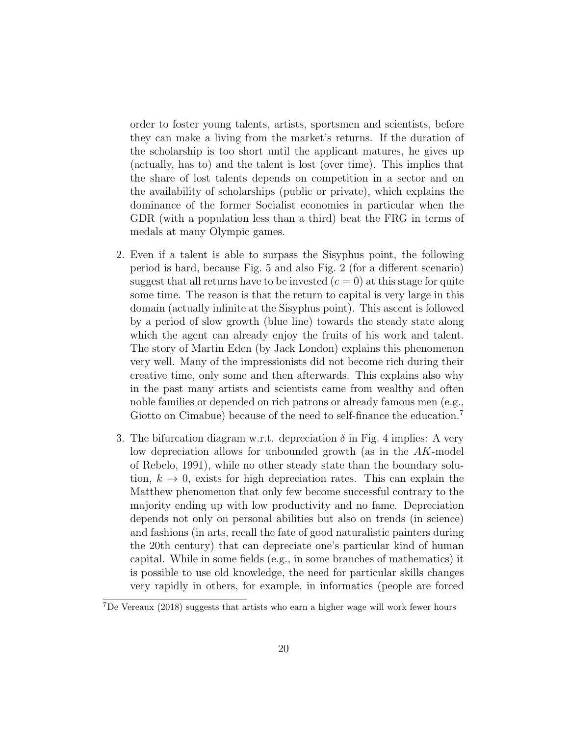order to foster young talents, artists, sportsmen and scientists, before they can make a living from the market's returns. If the duration of the scholarship is too short until the applicant matures, he gives up (actually, has to) and the talent is lost (over time). This implies that the share of lost talents depends on competition in a sector and on the availability of scholarships (public or private), which explains the dominance of the former Socialist economies in particular when the GDR (with a population less than a third) beat the FRG in terms of medals at many Olympic games.

2. Even if a talent is able to surpass the Sisyphus point, the following period is hard, because Fig. 5 and also Fig. 2 (for a different scenario) suggest that all returns have to be invested ($c = 0$) at this stage for quite some time. The reason is that the return to capital is very large in this domain (actually infinite at the Sisyphus point). This ascent is followed by a period of slow growth (blue line) towards the steady state along which the agent can already enjoy the fruits of his work and talent. The story of Martin Eden (by Jack London) explains this phenomenon very well. Many of the impressionists did not become rich during their creative time, only some and then afterwards. This explains also why in the past many artists and scientists came from wealthy and often noble families or depended on rich patrons or already famous men (e.g., Giotto on Cimabue) because of the need to self-finance the education.[7]

3. The bifurcation diagram w.r.t. depreciation $\delta$ in Fig. 4 implies: A very low depreciation allows for unbounded growth (as in the $AK$-model of Rebelo, 1991), while no other steady state than the boundary solution, $k \to 0$, exists for high depreciation rates. This can explain the Matthew phenomenon that only few become successful contrary to the majority ending up with low productivity and no fame. Depreciation depends not only on personal abilities but also on trends (in science) and fashions (in arts, recall the fate of good naturalistic painters during the 20th century) that can depreciate one's particular kind of human capital. While in some fields (e.g., in some branches of mathematics) it is possible to use old knowledge, the need for particular skills changes very rapidly in others, for example, in informatics (people are forced

[7] De Vereaux (2018) suggests that artists who earn a higher wage will work fewer hours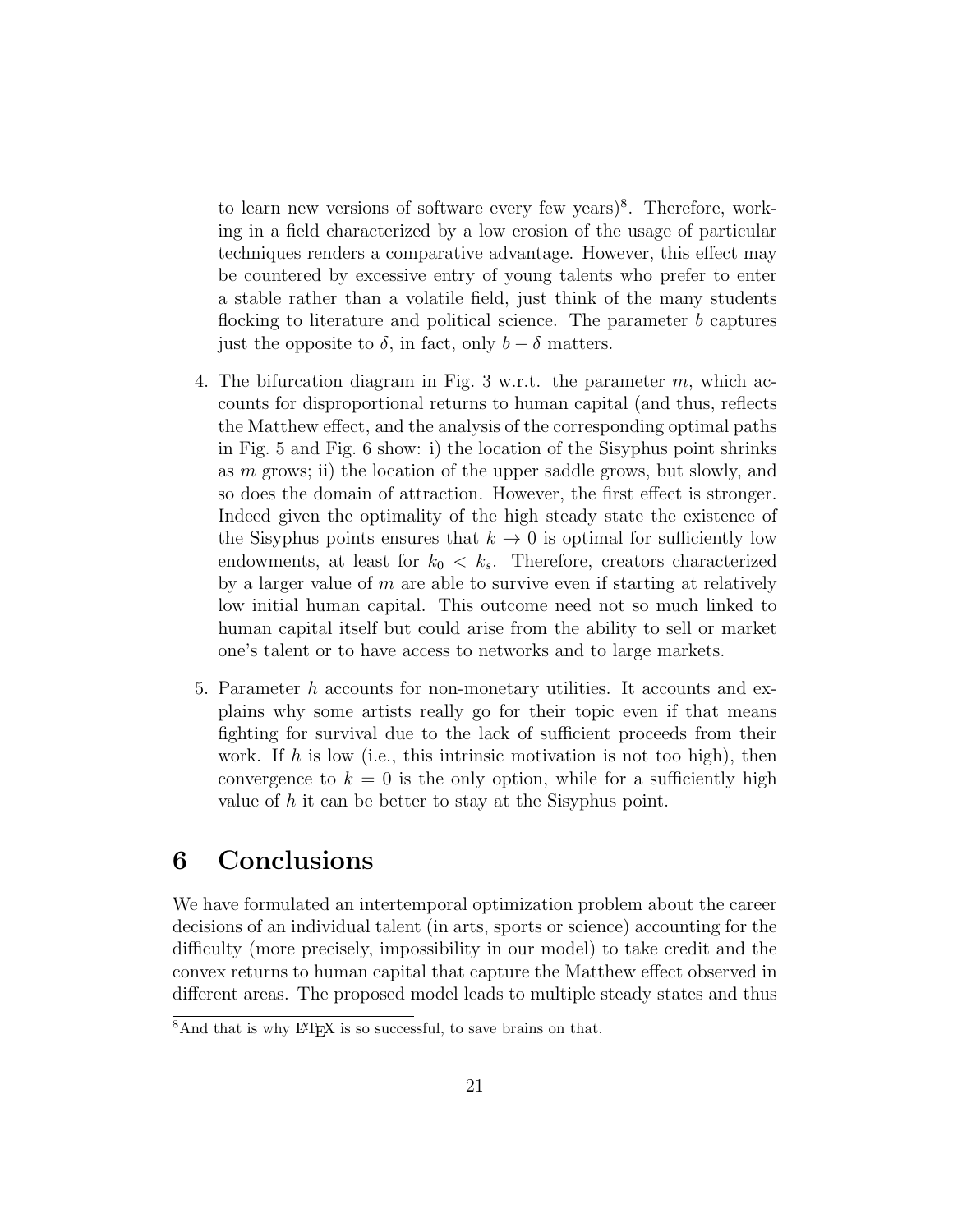to learn new versions of software every few years)[8]. Therefore, working in a field characterized by a low erosion of the usage of particular techniques renders a comparative advantage. However, this effect may be countered by excessive entry of young talents who prefer to enter a stable rather than a volatile field, just think of the many students flocking to literature and political science. The parameter $b$ captures just the opposite to $\delta$, in fact, only $b - \delta$ matters.

4. The bifurcation diagram in Fig. 3 w.r.t. the parameter $m$, which accounts for disproportional returns to human capital (and thus, reflects the Matthew effect, and the analysis of the corresponding optimal paths in Fig. 5 and Fig. 6 show: i) the location of the Sisyphus point shrinks as $m$ grows; ii) the location of the upper saddle grows, but slowly, and so does the domain of attraction. However, the first effect is stronger. Indeed given the optimality of the high steady state the existence of the Sisyphus points ensures that $k \to 0$ is optimal for sufficiently low endowments, at least for $k_0 < k_s$. Therefore, creators characterized by a larger value of $m$ are able to survive even if starting at relatively low initial human capital. This outcome need not so much linked to human capital itself but could arise from the ability to sell or market one's talent or to have access to networks and to large markets.

5. Parameter $h$ accounts for non-monetary utilities. It accounts and explains why some artists really go for their topic even if that means fighting for survival due to the lack of sufficient proceeds from their work. If $h$ is low (i.e., this intrinsic motivation is not too high), then convergence to $k = 0$ is the only option, while for a sufficiently high value of $h$ it can be better to stay at the Sisyphus point.

# 6 Conclusions

We have formulated an intertemporal optimization problem about the career decisions of an individual talent (in arts, sports or science) accounting for the difficulty (more precisely, impossibility in our model) to take credit and the convex returns to human capital that capture the Matthew effect observed in different areas. The proposed model leads to multiple steady states and thus

[8] And that is why LaTeX is so successful, to save brains on that.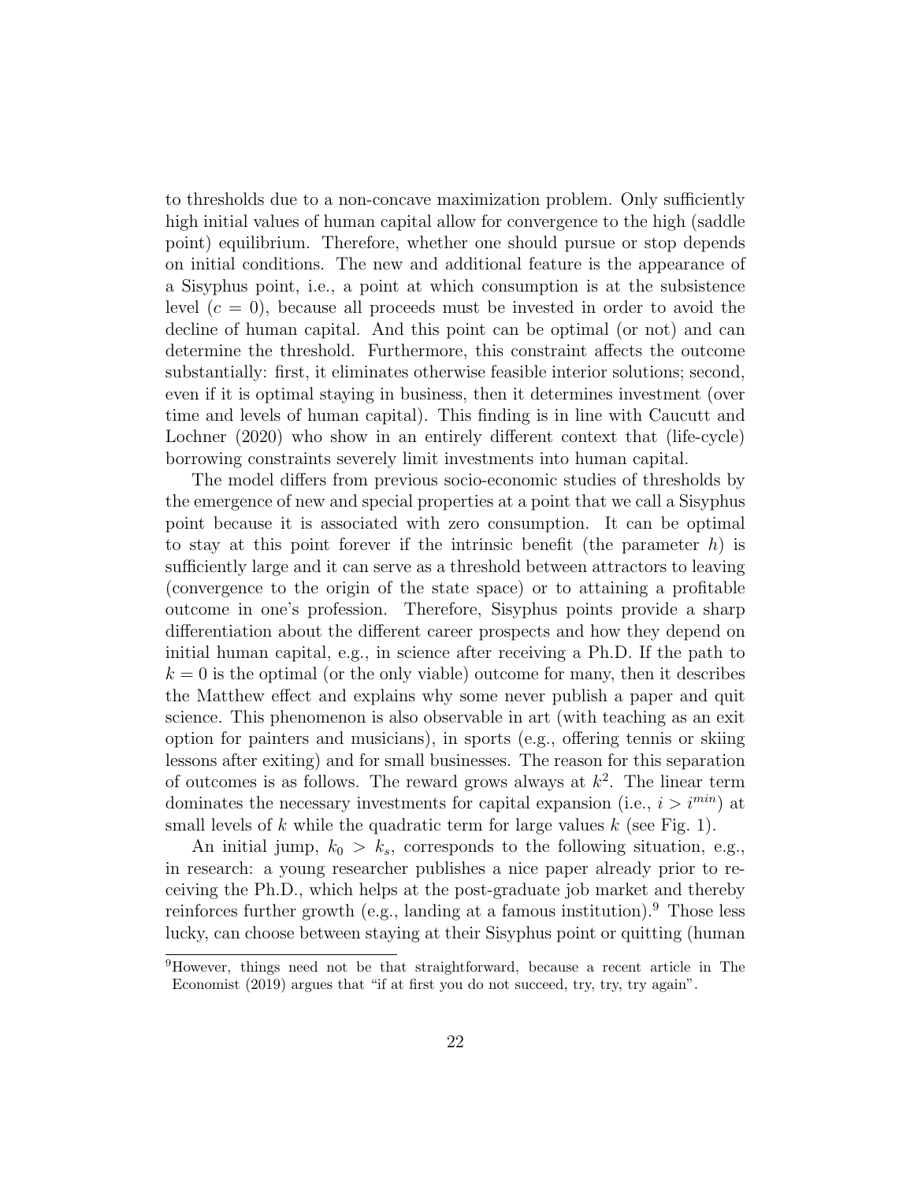to thresholds due to a non-concave maximization problem. Only sufficiently high initial values of human capital allow for convergence to the high (saddle point) equilibrium. Therefore, whether one should pursue or stop depends on initial conditions. The new and additional feature is the appearance of a Sisyphus point, i.e., a point at which consumption is at the subsistence level ($c = 0$), because all proceeds must be invested in order to avoid the decline of human capital. And this point can be optimal (or not) and can determine the threshold. Furthermore, this constraint affects the outcome substantially: first, it eliminates otherwise feasible interior solutions; second, even if it is optimal staying in business, then it determines investment (over time and levels of human capital). This finding is in line with Caucutt and Lochner (2020) who show in an entirely different context that (life-cycle) borrowing constraints severely limit investments into human capital.

The model differs from previous socio-economic studies of thresholds by the emergence of new and special properties at a point that we call a Sisyphus point because it is associated with zero consumption. It can be optimal to stay at this point forever if the intrinsic benefit (the parameter $h$) is sufficiently large and it can serve as a threshold between attractors to leaving (convergence to the origin of the state space) or to attaining a profitable outcome in one's profession. Therefore, Sisyphus points provide a sharp differentiation about the different career prospects and how they depend on initial human capital, e.g., in science after receiving a Ph.D. If the path to $k = 0$ is the optimal (or the only viable) outcome for many, then it describes the Matthew effect and explains why some never publish a paper and quit science. This phenomenon is also observable in art (with teaching as an exit option for painters and musicians), in sports (e.g., offering tennis or skiing lessons after exiting) and for small businesses. The reason for this separation of outcomes is as follows. The reward grows always at $k^2$. The linear term dominates the necessary investments for capital expansion (i.e., $i > i^{min}$) at small levels of $k$ while the quadratic term for large values $k$ (see Fig. 1).

An initial jump, $k_0 > k_s$, corresponds to the following situation, e.g., in research: a young researcher publishes a nice paper already prior to receiving the Ph.D., which helps at the post-graduate job market and thereby reinforces further growth (e.g., landing at a famous institution).[9] Those less lucky, can choose between staying at their Sisyphus point or quitting (human

[9]However, things need not be that straightforward, because a recent article in The Economist (2019) argues that "if at first you do not succeed, try, try, try again".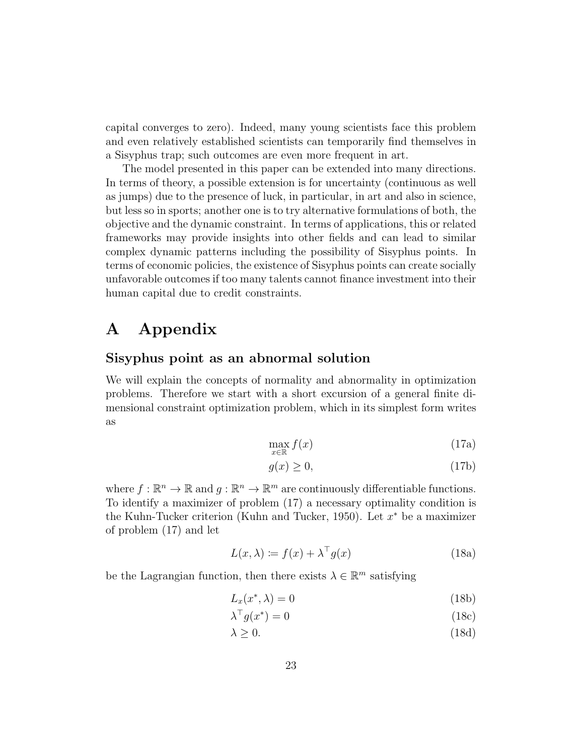capital converges to zero). Indeed, many young scientists face this problem and even relatively established scientists can temporarily find themselves in a Sisyphus trap; such outcomes are even more frequent in art.

The model presented in this paper can be extended into many directions. In terms of theory, a possible extension is for uncertainty (continuous as well as jumps) due to the presence of luck, in particular, in art and also in science, but less so in sports; another one is to try alternative formulations of both, the objective and the dynamic constraint. In terms of applications, this or related frameworks may provide insights into other fields and can lead to similar complex dynamic patterns including the possibility of Sisyphus points. In terms of economic policies, the existence of Sisyphus points can create socially unfavorable outcomes if too many talents cannot finance investment into their human capital due to credit constraints.

# A Appendix

## Sisyphus point as an abnormal solution

We will explain the concepts of normality and abnormality in optimization problems. Therefore we start with a short excursion of a general finite dimensional constraint optimization problem, which in its simplest form writes as

$$\max_{x \in \mathbb{R}} f(x) \tag{17a}$$

$$g(x) \geq 0, \tag{17b}$$

where $f : \mathbb{R}^n \to \mathbb{R}$ and $g : \mathbb{R}^n \to \mathbb{R}^m$ are continuously differentiable functions. To identify a maximizer of problem (17) a necessary optimality condition is the Kuhn-Tucker criterion (Kuhn and Tucker, 1950). Let $x^*$ be a maximizer of problem (17) and let

$$L(x, \lambda) := f(x) + \lambda^\top g(x) \tag{18a}$$

be the Lagrangian function, then there exists $\lambda \in \mathbb{R}^m$ satisfying

$$L_x(x^*, \lambda) = 0 \tag{18b}$$

$$\lambda^\top g(x^*) = 0 \tag{18c}$$

$$\lambda \geq 0. \tag{18d}$$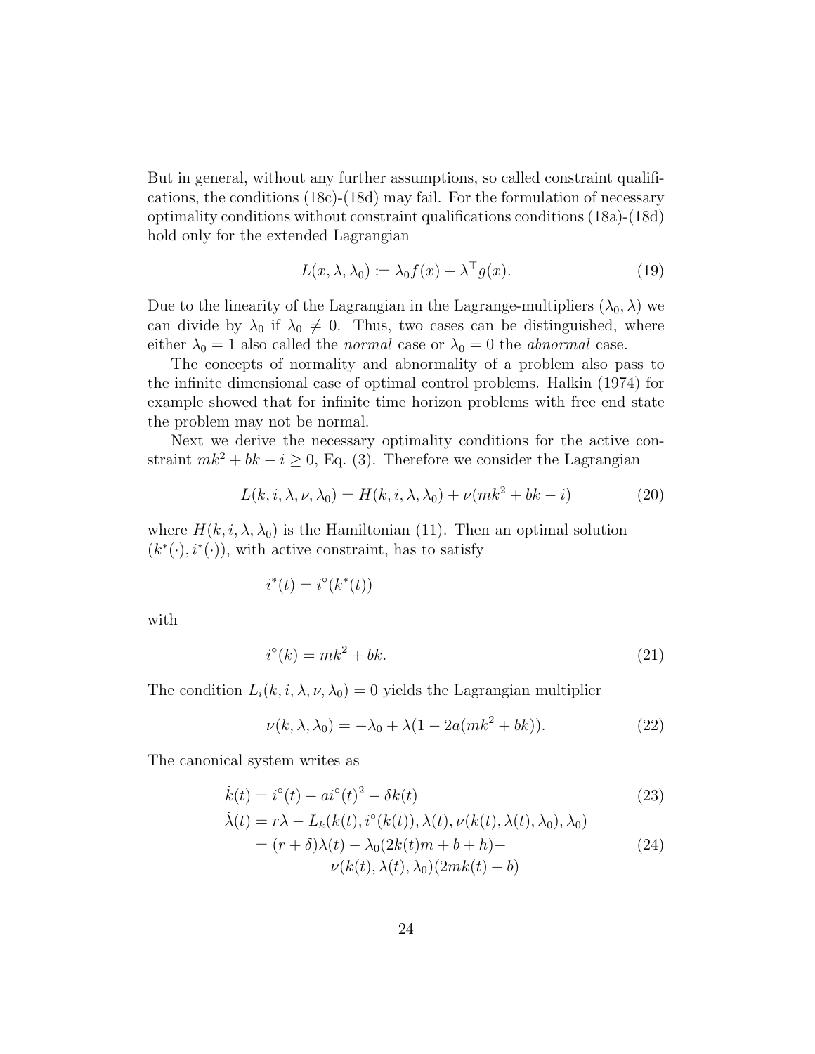But in general, without any further assumptions, so called constraint qualifications, the conditions (18c)-(18d) may fail. For the formulation of necessary optimality conditions without constraint qualifications conditions (18a)-(18d) hold only for the extended Lagrangian

$$L(x, \lambda, \lambda_0) := \lambda_0 f(x) + \lambda^\top g(x). \tag{19}$$

Due to the linearity of the Lagrangian in the Lagrange-multipliers $(\lambda_0, \lambda)$ we can divide by $\lambda_0$ if $\lambda_0 \neq 0$. Thus, two cases can be distinguished, where either $\lambda_0 = 1$ also called the *normal* case or $\lambda_0 = 0$ the *abnormal* case.

The concepts of normality and abnormality of a problem also pass to the infinite dimensional case of optimal control problems. Halkin (1974) for example showed that for infinite time horizon problems with free end state the problem may not be normal.

Next we derive the necessary optimality conditions for the active constraint $mk^2 + bk - i \geq 0$, Eq. (3). Therefore we consider the Lagrangian

$$L(k, i, \lambda, \nu, \lambda_0) = H(k, i, \lambda, \lambda_0) + \nu(mk^2 + bk - i) \tag{20}$$

where $H(k, i, \lambda, \lambda_0)$ is the Hamiltonian (11). Then an optimal solution $(k^*(\cdot), i^*(\cdot))$, with active constraint, has to satisfy

$$i^*(t) = i^\circ(k^*(t))$$

with

$$i^\circ(k) = mk^2 + bk. \tag{21}$$

The condition $L_i(k, i, \lambda, \nu, \lambda_0) = 0$ yields the Lagrangian multiplier

$$\nu(k, \lambda, \lambda_0) = -\lambda_0 + \lambda(1 - 2a(mk^2 + bk)). \tag{22}$$

The canonical system writes as

$$\dot{k}(t) = i^\circ(t) - ai^\circ(t)^2 - \delta k(t) \tag{23}$$

$$\begin{aligned}\dot{\lambda}(t) &= r\lambda - L_k(k(t), i^\circ(k(t)), \lambda(t), \nu(k(t), \lambda(t), \lambda_0), \lambda_0) \\ &= (r + \delta)\lambda(t) - \lambda_0(2k(t)m + b + h) - \\ &\qquad \nu(k(t), \lambda(t), \lambda_0)(2mk(t) + b)\end{aligned} \tag{24}$$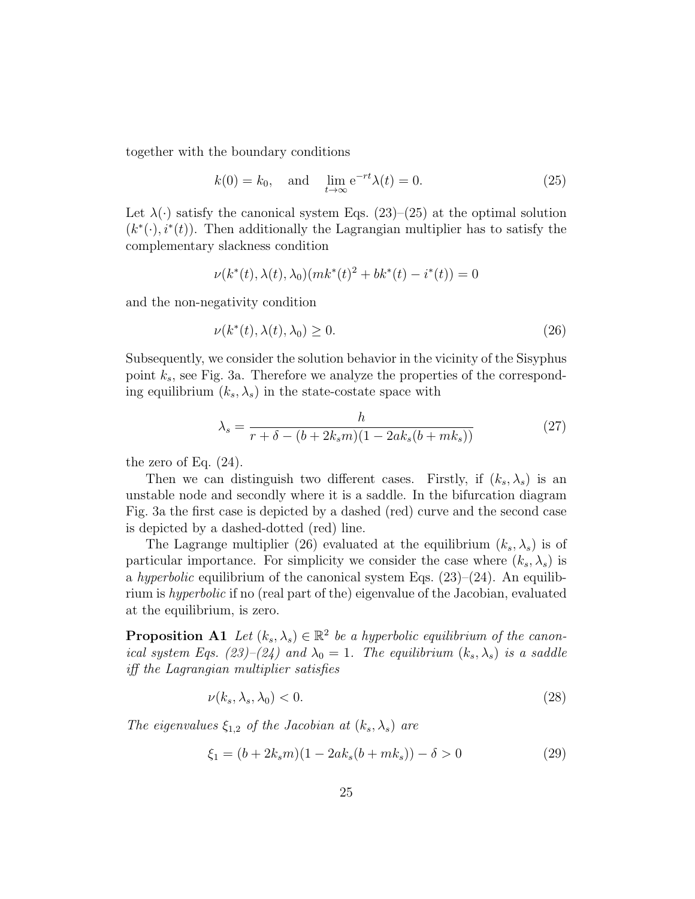together with the boundary conditions

$$k(0) = k_0, \quad \text{and} \quad \lim_{t\to\infty} \mathrm{e}^{-rt}\lambda(t) = 0. \tag{25}$$

Let $\lambda(\cdot)$ satisfy the canonical system Eqs. (23)–(25) at the optimal solution $(k^*(\cdot), i^*(t))$. Then additionally the Lagrangian multiplier has to satisfy the complementary slackness condition

$$\nu(k^*(t), \lambda(t), \lambda_0)(mk^*(t)^2 + bk^*(t) - i^*(t)) = 0$$

and the non-negativity condition

$$\nu(k^*(t), \lambda(t), \lambda_0) \geq 0. \tag{26}$$

Subsequently, we consider the solution behavior in the vicinity of the Sisyphus point $k_s$, see Fig. 3a. Therefore we analyze the properties of the corresponding equilibrium $(k_s, \lambda_s)$ in the state-costate space with

$$\lambda_s = \frac{h}{r + \delta - (b + 2k_s m)(1 - 2ak_s(b + mk_s))} \tag{27}$$

the zero of Eq. (24).

Then we can distinguish two different cases. Firstly, if $(k_s, \lambda_s)$ is an unstable node and secondly where it is a saddle. In the bifurcation diagram Fig. 3a the first case is depicted by a dashed (red) curve and the second case is depicted by a dashed-dotted (red) line.

The Lagrange multiplier (26) evaluated at the equilibrium $(k_s, \lambda_s)$ is of particular importance. For simplicity we consider the case where $(k_s, \lambda_s)$ is a *hyperbolic* equilibrium of the canonical system Eqs. (23)–(24). An equilibrium is *hyperbolic* if no (real part of the) eigenvalue of the Jacobian, evaluated at the equilibrium, is zero.

**Proposition A1** *Let $(k_s, \lambda_s) \in \mathbb{R}^2$ be a hyperbolic equilibrium of the canonical system Eqs. (23)–(24) and $\lambda_0 = 1$. The equilibrium $(k_s, \lambda_s)$ is a saddle iff the Lagrangian multiplier satisfies*

$$\nu(k_s, \lambda_s, \lambda_0) < 0. \tag{28}$$

*The eigenvalues $\xi_{1,2}$ of the Jacobian at $(k_s, \lambda_s)$ are*

$$\xi_1 = (b + 2k_s m)(1 - 2ak_s(b + mk_s)) - \delta > 0 \tag{29}$$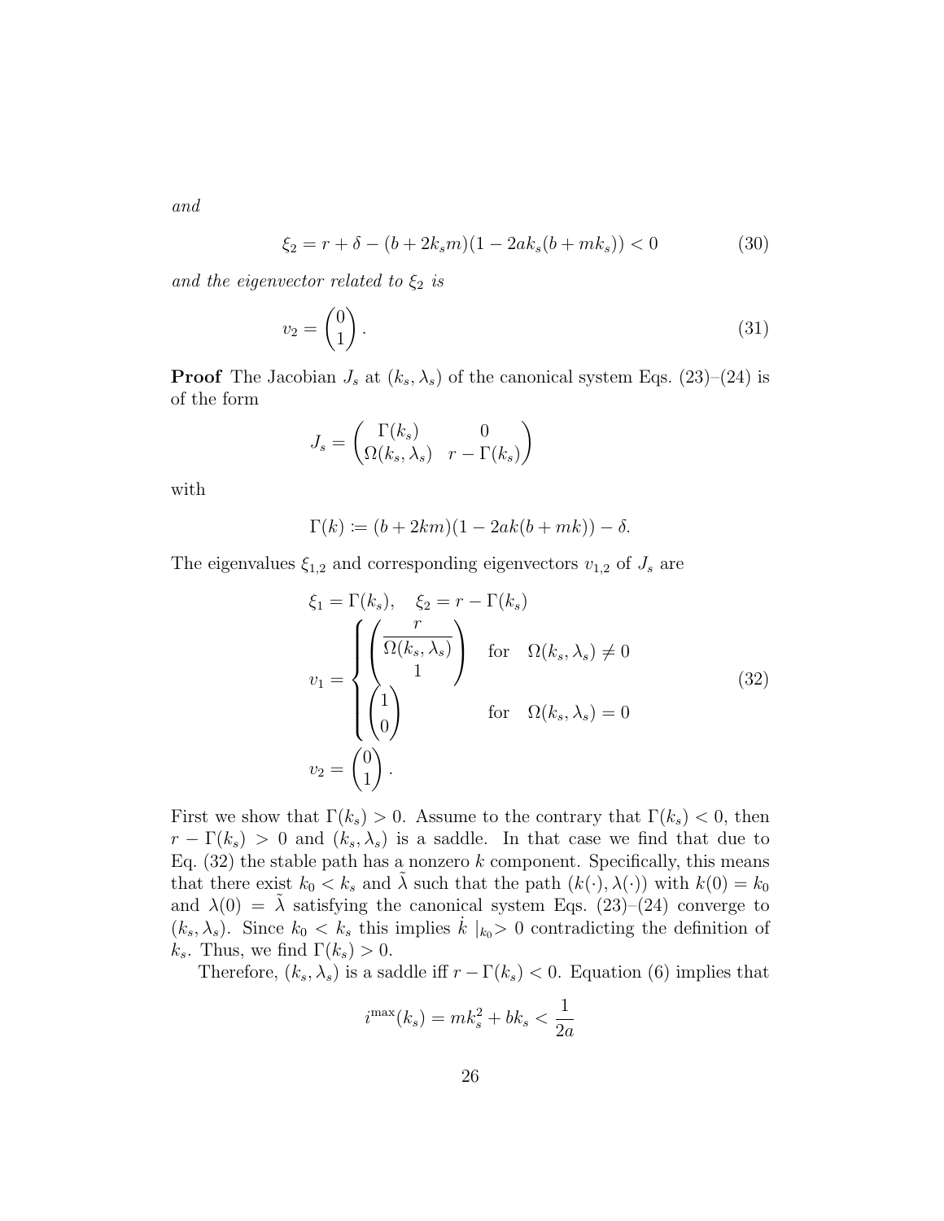*and*

$$\xi_2 = r + \delta - (b + 2k_s m)(1 - 2ak_s(b + mk_s)) < 0 \tag{30}$$

*and the eigenvector related to* $\xi_2$ *is*

$$v_2 = \begin{pmatrix} 0 \\ 1 \end{pmatrix}. \tag{31}$$

**Proof** The Jacobian $J_s$ at $(k_s, \lambda_s)$ of the canonical system Eqs. (23)–(24) is of the form

$$J_s = \begin{pmatrix} \Gamma(k_s) & 0 \\ \Omega(k_s, \lambda_s) & r - \Gamma(k_s) \end{pmatrix}$$

with

$$\Gamma(k) \coloneqq (b + 2km)(1 - 2ak(b + mk)) - \delta.$$

The eigenvalues $\xi_{1,2}$ and corresponding eigenvectors $v_{1,2}$ of $J_s$ are

$$\begin{aligned} &\xi_1 = \Gamma(k_s), \quad \xi_2 = r - \Gamma(k_s) \\ &v_1 = \begin{cases} \begin{pmatrix} \dfrac{r}{\Omega(k_s, \lambda_s)} \\ 1 \end{pmatrix} & \text{for} \quad \Omega(k_s, \lambda_s) \neq 0 \\ \begin{pmatrix} 1 \\ 0 \end{pmatrix} & \text{for} \quad \Omega(k_s, \lambda_s) = 0 \end{cases} \\ &v_2 = \begin{pmatrix} 0 \\ 1 \end{pmatrix}. \end{aligned} \tag{32}$$

First we show that $\Gamma(k_s) > 0$. Assume to the contrary that $\Gamma(k_s) < 0$, then $r - \Gamma(k_s) > 0$ and $(k_s, \lambda_s)$ is a saddle. In that case we find that due to Eq. (32) the stable path has a nonzero $k$ component. Specifically, this means that there exist $k_0 < k_s$ and $\tilde{\lambda}$ such that the path $(k(\cdot), \lambda(\cdot))$ with $k(0) = k_0$ and $\lambda(0) = \tilde{\lambda}$ satisfying the canonical system Eqs. (23)–(24) converge to $(k_s, \lambda_s)$. Since $k_0 < k_s$ this implies $\dot{k} \mid_{k_0} > 0$ contradicting the definition of $k_s$. Thus, we find $\Gamma(k_s) > 0$.

Therefore, $(k_s, \lambda_s)$ is a saddle iff $r - \Gamma(k_s) < 0$. Equation (6) implies that

$$i^{\max}(k_s) = mk_s^2 + bk_s < \frac{1}{2a}$$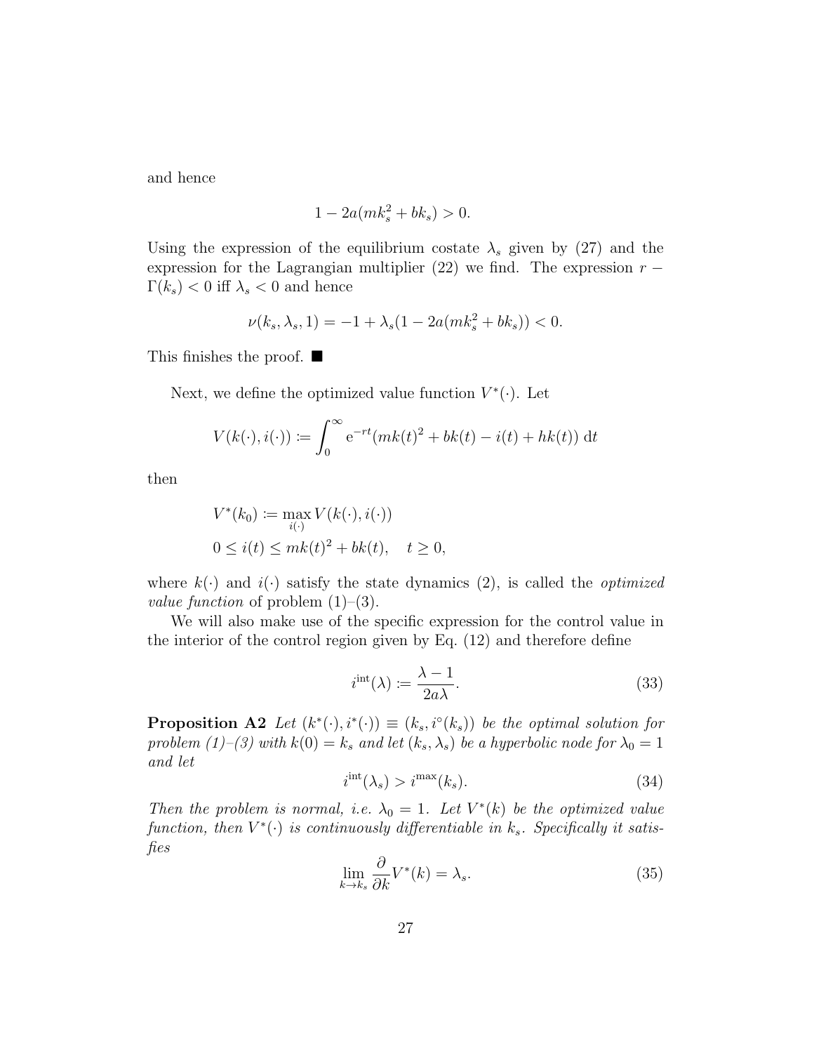and hence

$$1 - 2a(mk_s^2 + bk_s) > 0.$$

Using the expression of the equilibrium costate $\lambda_s$ given by (27) and the expression for the Lagrangian multiplier (22) we find. The expression $r - \Gamma(k_s) < 0$ iff $\lambda_s < 0$ and hence

$$\nu(k_s, \lambda_s, 1) = -1 + \lambda_s(1 - 2a(mk_s^2 + bk_s)) < 0.$$

This finishes the proof. ■

Next, we define the optimized value function $V^*(\cdot)$. Let

$$V(k(\cdot), i(\cdot)) \coloneqq \int_0^\infty \mathrm{e}^{-rt}(mk(t)^2 + bk(t) - i(t) + hk(t)) \, \mathrm{d}t$$

then

$$\begin{aligned} &V^*(k_0) \coloneqq \max_{i(\cdot)} V(k(\cdot), i(\cdot)) \\ &0 \leq i(t) \leq mk(t)^2 + bk(t), \quad t \geq 0, \end{aligned}$$

where $k(\cdot)$ and $i(\cdot)$ satisfy the state dynamics (2), is called the *optimized value function* of problem (1)–(3).

We will also make use of the specific expression for the control value in the interior of the control region given by Eq. (12) and therefore define

$$i^{\text{int}}(\lambda) \coloneqq \frac{\lambda - 1}{2a\lambda}. \tag{33}$$

**Proposition A2** *Let $(k^*(\cdot), i^*(\cdot)) \equiv (k_s, i^\circ(k_s))$ be the optimal solution for problem (1)–(3) with $k(0) = k_s$ and let $(k_s, \lambda_s)$ be a hyperbolic node for $\lambda_0 = 1$ and let*

$$i^{\text{int}}(\lambda_s) > i^{\max}(k_s). \tag{34}$$

*Then the problem is normal, i.e. $\lambda_0 = 1$. Let $V^*(k)$ be the optimized value function, then $V^*(\cdot)$ is continuously differentiable in $k_s$. Specifically it satisfies*

$$\lim_{k \to k_s} \frac{\partial}{\partial k} V^*(k) = \lambda_s. \tag{35}$$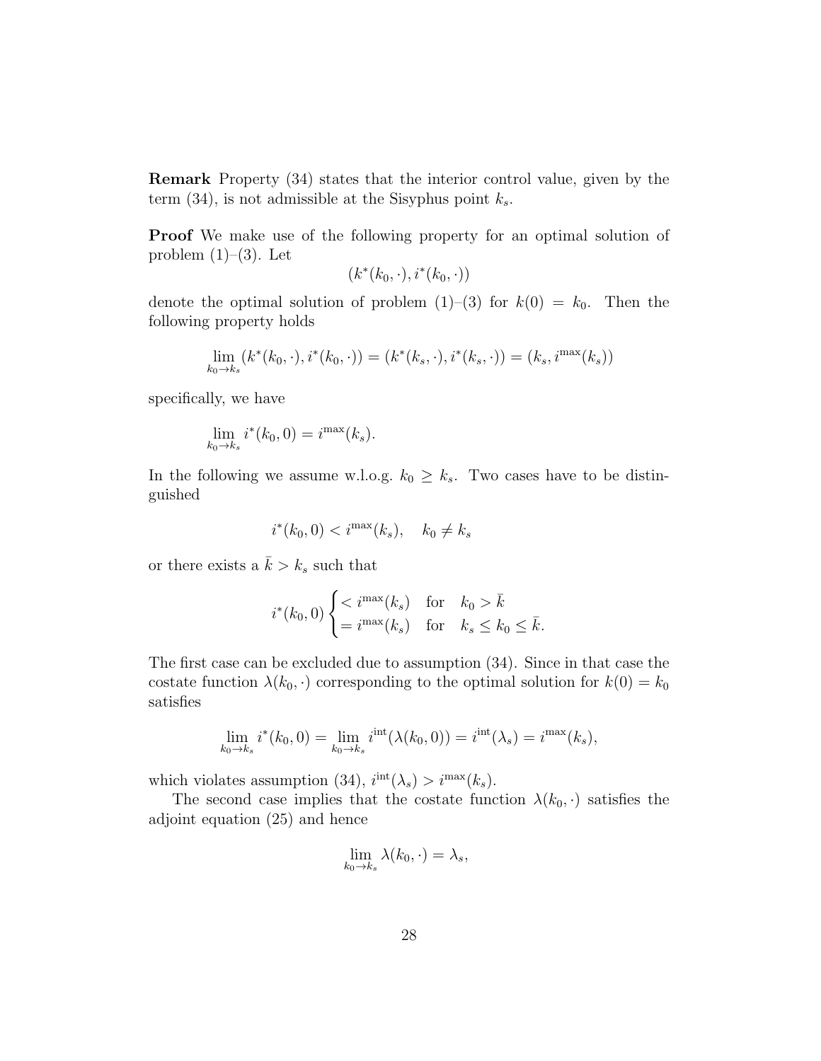**Remark** Property (34) states that the interior control value, given by the term (34), is not admissible at the Sisyphus point $k_s$.

**Proof** We make use of the following property for an optimal solution of problem (1)–(3). Let

$$(k^*(k_0, \cdot), i^*(k_0, \cdot))$$

denote the optimal solution of problem (1)–(3) for $k(0) = k_0$. Then the following property holds

$$\lim_{k_0 \to k_s} (k^*(k_0, \cdot), i^*(k_0, \cdot)) = (k^*(k_s, \cdot), i^*(k_s, \cdot)) = (k_s, i^{\max}(k_s))$$

specifically, we have

$$\lim_{k_0 \to k_s} i^*(k_0, 0) = i^{\max}(k_s).$$

In the following we assume w.l.o.g. $k_0 \geq k_s$. Two cases have to be distinguished

$$i^*(k_0, 0) < i^{\max}(k_s), \quad k_0 \neq k_s$$

or there exists a $\bar{k} > k_s$ such that

$$i^*(k_0, 0) \begin{cases} < i^{\max}(k_s) & \text{for} \quad k_0 > \bar{k} \\ = i^{\max}(k_s) & \text{for} \quad k_s \leq k_0 \leq \bar{k}. \end{cases}$$

The first case can be excluded due to assumption (34). Since in that case the costate function $\lambda(k_0, \cdot)$ corresponding to the optimal solution for $k(0) = k_0$ satisfies

$$\lim_{k_0 \to k_s} i^*(k_0, 0) = \lim_{k_0 \to k_s} i^{\text{int}}(\lambda(k_0, 0)) = i^{\text{int}}(\lambda_s) = i^{\max}(k_s),$$

which violates assumption (34), $i^{\text{int}}(\lambda_s) > i^{\max}(k_s)$.

The second case implies that the costate function $\lambda(k_0, \cdot)$ satisfies the adjoint equation (25) and hence

$$\lim_{k_0 \to k_s} \lambda(k_0, \cdot) = \lambda_s,$$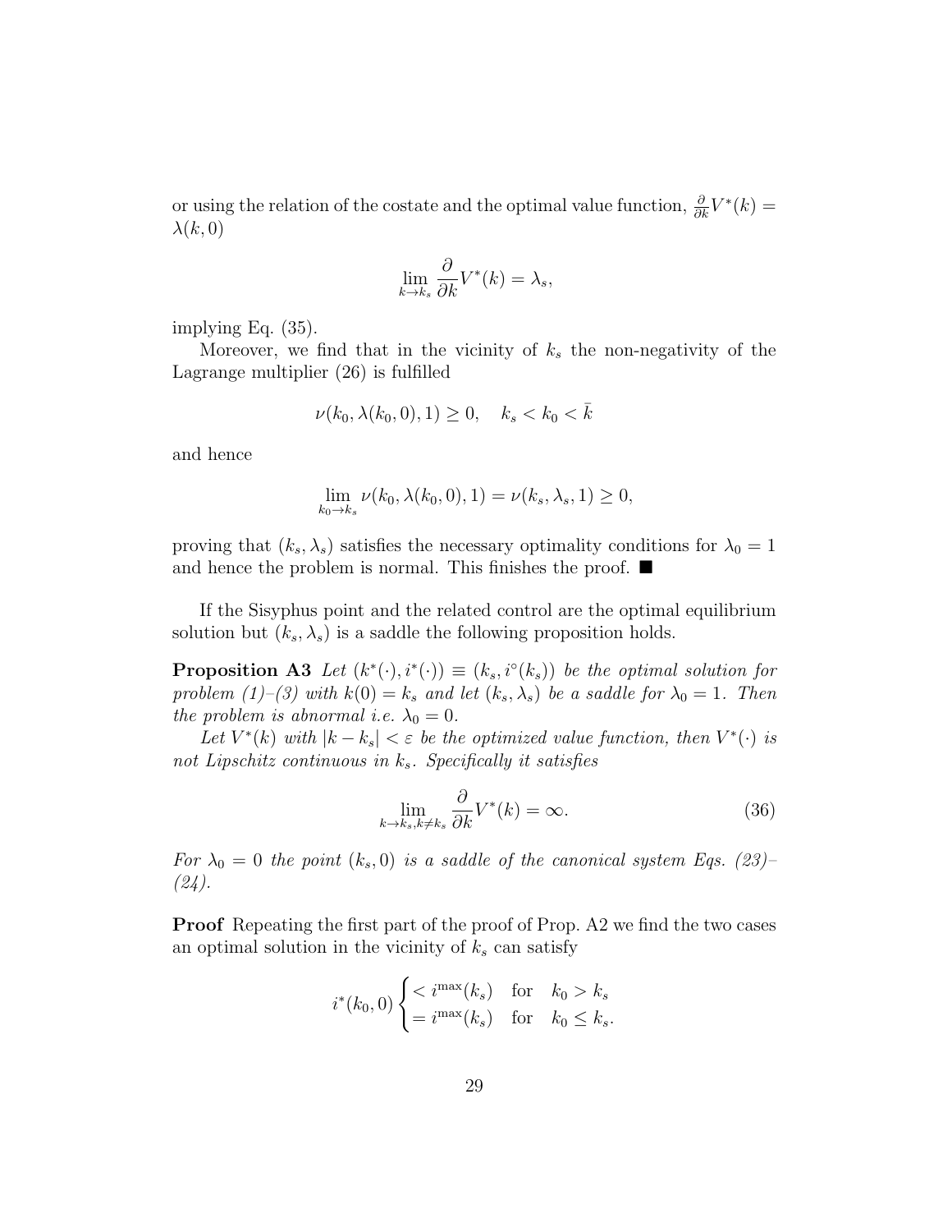or using the relation of the costate and the optimal value function, $\frac{\partial}{\partial k}V^*(k) = \lambda(k, 0)$

$$\lim_{k \to k_s} \frac{\partial}{\partial k} V^*(k) = \lambda_s,$$

implying Eq. (35).

Moreover, we find that in the vicinity of $k_s$ the non-negativity of the Lagrange multiplier (26) is fulfilled

$$\nu(k_0, \lambda(k_0, 0), 1) \geq 0, \quad k_s < k_0 < \bar{k}$$

and hence

$$\lim_{k_0 \to k_s} \nu(k_0, \lambda(k_0, 0), 1) = \nu(k_s, \lambda_s, 1) \geq 0,$$

proving that $(k_s, \lambda_s)$ satisfies the necessary optimality conditions for $\lambda_0 = 1$ and hence the problem is normal. This finishes the proof. ■

If the Sisyphus point and the related control are the optimal equilibrium solution but $(k_s, \lambda_s)$ is a saddle the following proposition holds.

**Proposition A3** *Let $(k^*(\cdot), i^*(\cdot)) \equiv (k_s, i^\circ(k_s))$ be the optimal solution for problem (1)–(3) with $k(0) = k_s$ and let $(k_s, \lambda_s)$ be a saddle for $\lambda_0 = 1$. Then the problem is abnormal i.e. $\lambda_0 = 0$.*

*Let $V^*(k)$ with $|k - k_s| < \varepsilon$ be the optimized value function, then $V^*(\cdot)$ is not Lipschitz continuous in $k_s$. Specifically it satisfies*

$$\lim_{k \to k_s, k \neq k_s} \frac{\partial}{\partial k} V^*(k) = \infty. \tag{36}$$

*For $\lambda_0 = 0$ the point $(k_s, 0)$ is a saddle of the canonical system Eqs. (23)–(24).*

**Proof** Repeating the first part of the proof of Prop. A2 we find the two cases an optimal solution in the vicinity of $k_s$ can satisfy

$$i^*(k_0, 0) \begin{cases} < i^{\max}(k_s) & \text{for} \quad k_0 > k_s \\ = i^{\max}(k_s) & \text{for} \quad k_0 \leq k_s. \end{cases}$$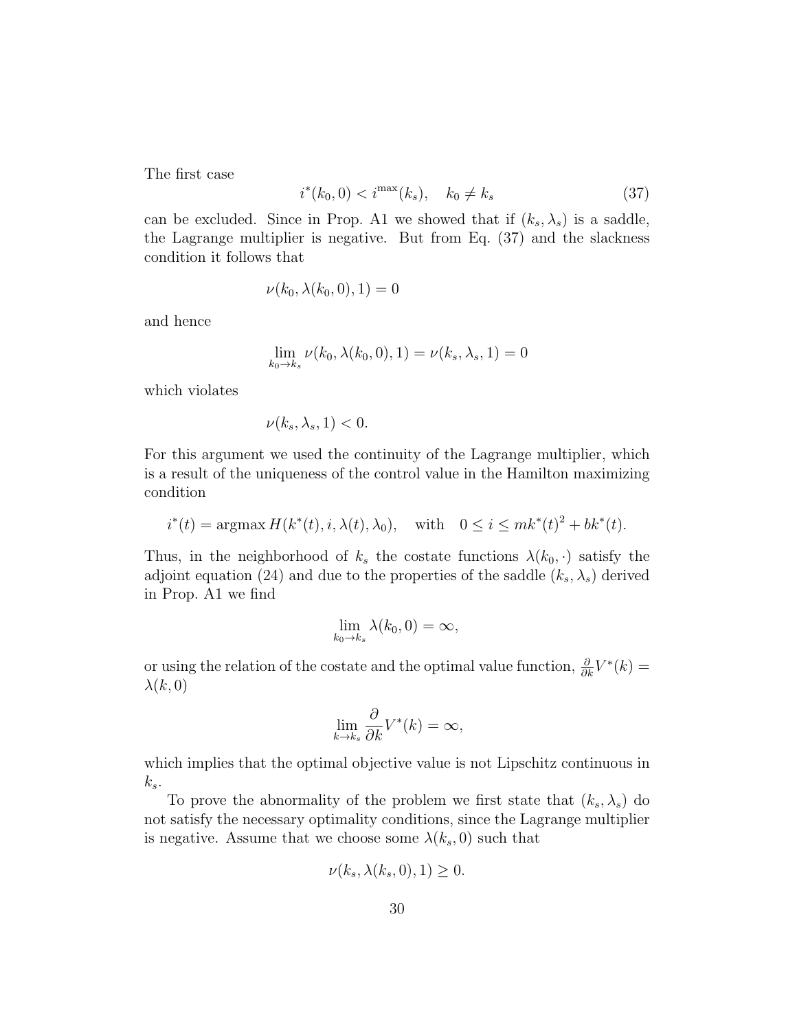The first case

$$i^*(k_0, 0) < i^{\max}(k_s), \quad k_0 \neq k_s \tag{37}$$

can be excluded. Since in Prop. A1 we showed that if $(k_s, \lambda_s)$ is a saddle, the Lagrange multiplier is negative. But from Eq. (37) and the slackness condition it follows that

$$\nu(k_0, \lambda(k_0, 0), 1) = 0$$

and hence

$$\lim_{k_0 \to k_s} \nu(k_0, \lambda(k_0, 0), 1) = \nu(k_s, \lambda_s, 1) = 0$$

which violates

$$\nu(k_s, \lambda_s, 1) < 0.$$

For this argument we used the continuity of the Lagrange multiplier, which is a result of the uniqueness of the control value in the Hamilton maximizing condition

$$i^*(t) = \operatorname{argmax} H(k^*(t), i, \lambda(t), \lambda_0), \quad \text{with} \quad 0 \leq i \leq mk^*(t)^2 + bk^*(t).$$

Thus, in the neighborhood of $k_s$ the costate functions $\lambda(k_0, \cdot)$ satisfy the adjoint equation (24) and due to the properties of the saddle $(k_s, \lambda_s)$ derived in Prop. A1 we find

$$\lim_{k_0 \to k_s} \lambda(k_0, 0) = \infty,$$

or using the relation of the costate and the optimal value function, $\frac{\partial}{\partial k} V^*(k) = \lambda(k, 0)$

$$\lim_{k \to k_s} \frac{\partial}{\partial k} V^*(k) = \infty,$$

which implies that the optimal objective value is not Lipschitz continuous in $k_s$.

To prove the abnormality of the problem we first state that $(k_s, \lambda_s)$ do not satisfy the necessary optimality conditions, since the Lagrange multiplier is negative. Assume that we choose some $\lambda(k_s, 0)$ such that

$$\nu(k_s, \lambda(k_s, 0), 1) \geq 0.$$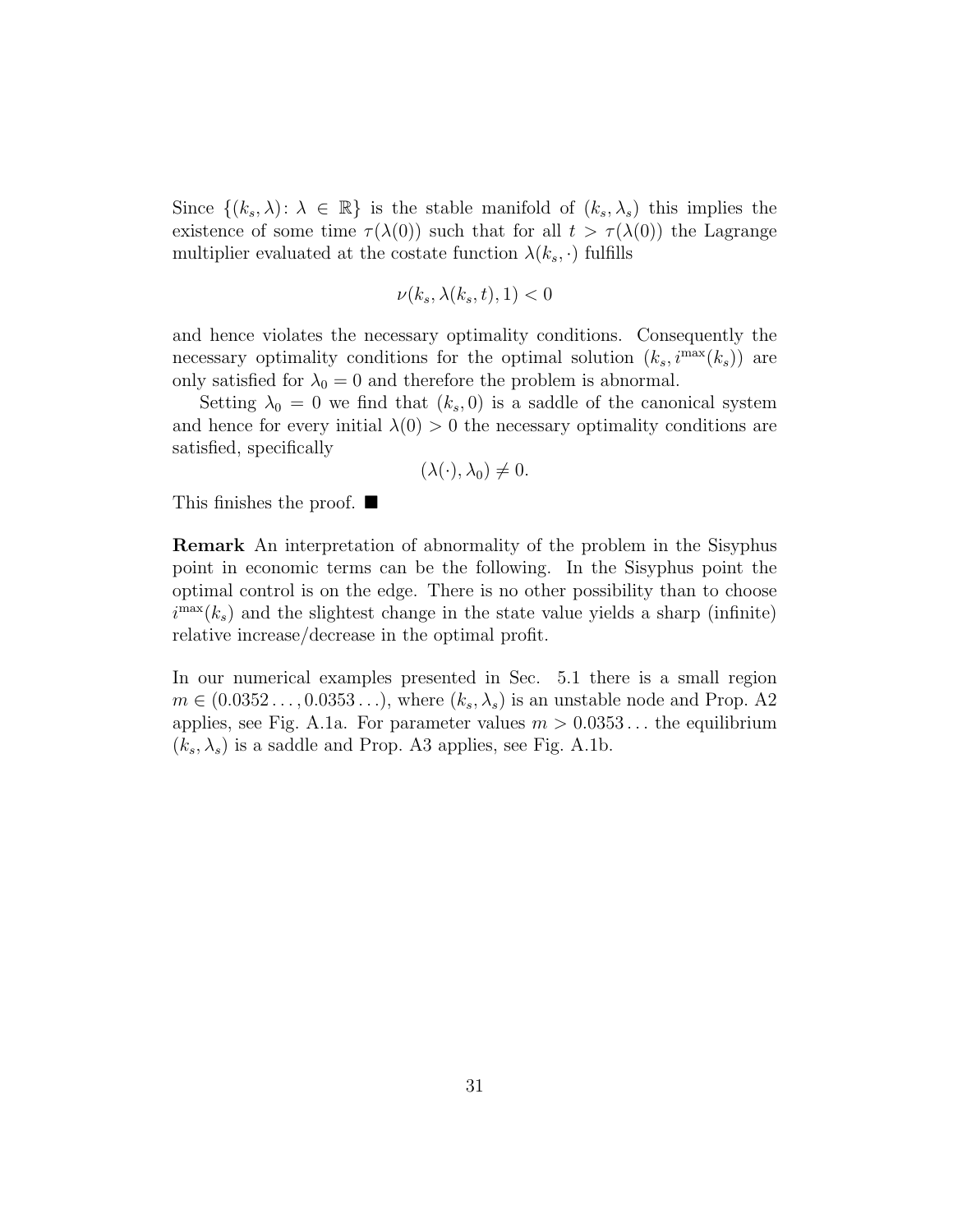Since $\{(k_s, \lambda) \colon \lambda \in \mathbb{R}\}$ is the stable manifold of $(k_s, \lambda_s)$ this implies the existence of some time $\tau(\lambda(0))$ such that for all $t > \tau(\lambda(0))$ the Lagrange multiplier evaluated at the costate function $\lambda(k_s, \cdot)$ fulfills

$$\nu(k_s, \lambda(k_s, t), 1) < 0$$

and hence violates the necessary optimality conditions. Consequently the necessary optimality conditions for the optimal solution $(k_s, i^{\max}(k_s))$ are only satisfied for $\lambda_0 = 0$ and therefore the problem is abnormal.

Setting $\lambda_0 = 0$ we find that $(k_s, 0)$ is a saddle of the canonical system and hence for every initial $\lambda(0) > 0$ the necessary optimality conditions are satisfied, specifically

$$(\lambda(\cdot), \lambda_0) \neq 0.$$

This finishes the proof. ■

**Remark** An interpretation of abnormality of the problem in the Sisyphus point in economic terms can be the following. In the Sisyphus point the optimal control is on the edge. There is no other possibility than to choose $i^{\max}(k_s)$ and the slightest change in the state value yields a sharp (infinite) relative increase/decrease in the optimal profit.

In our numerical examples presented in Sec. 5.1 there is a small region $m \in (0.0352\ldots, 0.0353\ldots)$, where $(k_s, \lambda_s)$ is an unstable node and Prop. A2 applies, see Fig. A.1a. For parameter values $m > 0.0353\ldots$ the equilibrium $(k_s, \lambda_s)$ is a saddle and Prop. A3 applies, see Fig. A.1b.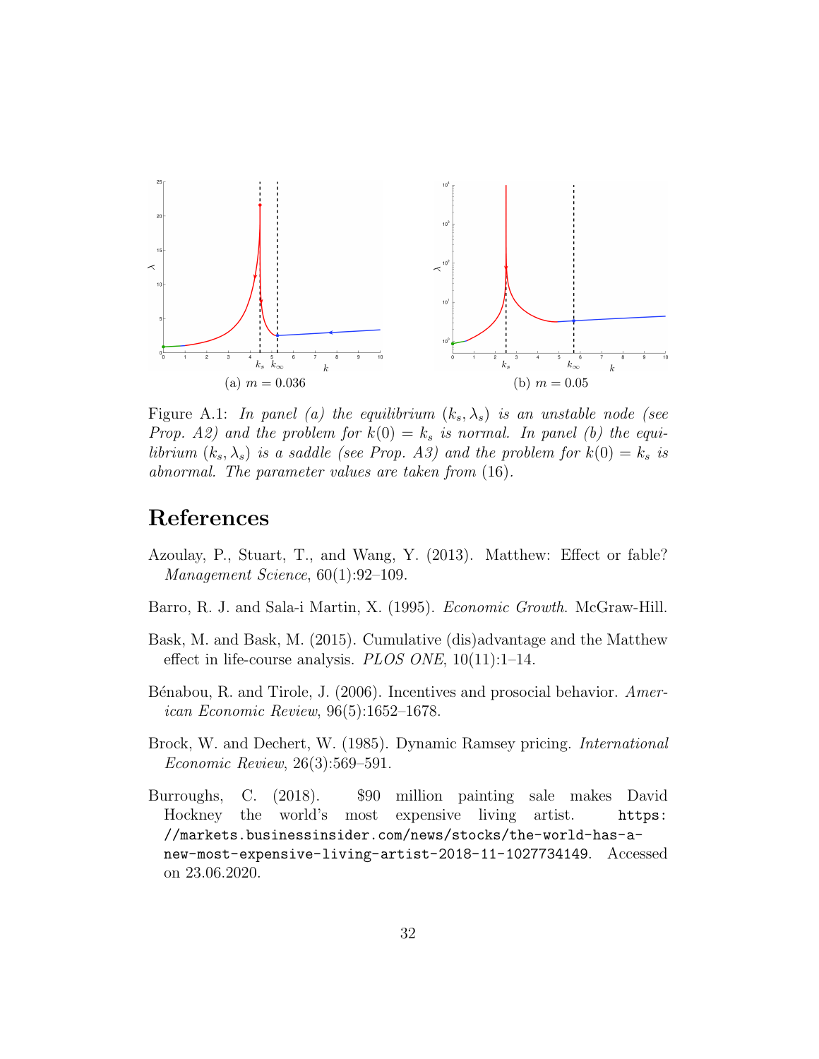(a) $m = 0.036$

(b) $m = 0.05$

Figure A.1: *In panel (a) the equilibrium $(k_s, \lambda_s)$ is an unstable node (see Prop. A2) and the problem for $k(0) = k_s$ is normal. In panel (b) the equilibrium $(k_s, \lambda_s)$ is a saddle (see Prop. A3) and the problem for $k(0) = k_s$ is abnormal. The parameter values are taken from* (16).

# References

Azoulay, P., Stuart, T., and Wang, Y. (2013). Matthew: Effect or fable? *Management Science*, 60(1):92–109.

Barro, R. J. and Sala-i Martin, X. (1995). *Economic Growth*. McGraw-Hill.

Bask, M. and Bask, M. (2015). Cumulative (dis)advantage and the Matthew effect in life-course analysis. *PLOS ONE*, 10(11):1–14.

Bénabou, R. and Tirole, J. (2006). Incentives and prosocial behavior. *American Economic Review*, 96(5):1652–1678.

Brock, W. and Dechert, W. (1985). Dynamic Ramsey pricing. *International Economic Review*, 26(3):569–591.

Burroughs, C. (2018). $90 million painting sale makes David Hockney the world's most expensive living artist. https://markets.businessinsider.com/news/stocks/the-world-has-a-new-most-expensive-living-artist-2018-11-1027734149. Accessed on 23.06.2020.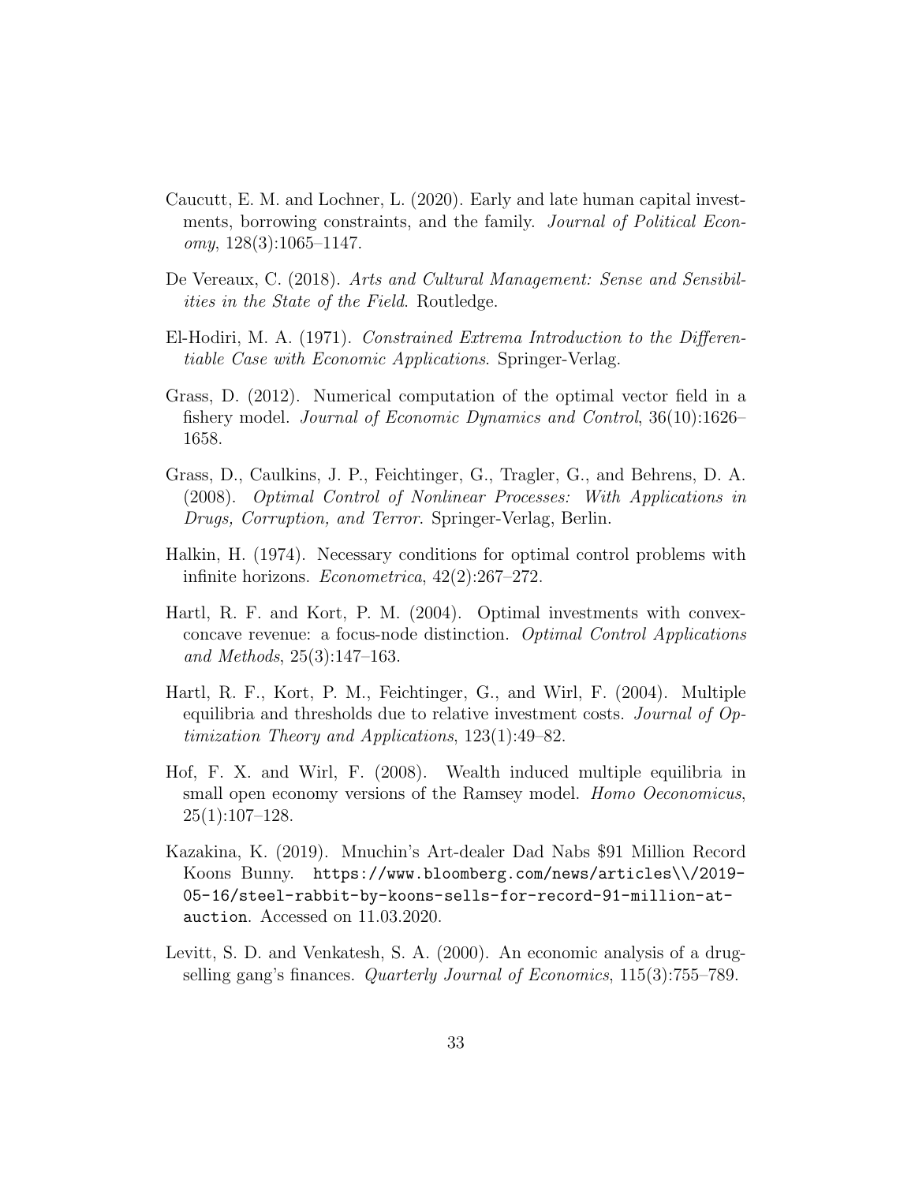Caucutt, E. M. and Lochner, L. (2020). Early and late human capital investments, borrowing constraints, and the family. *Journal of Political Economy*, 128(3):1065–1147.

De Vereaux, C. (2018). *Arts and Cultural Management: Sense and Sensibilities in the State of the Field*. Routledge.

El-Hodiri, M. A. (1971). *Constrained Extrema Introduction to the Differentiable Case with Economic Applications*. Springer-Verlag.

Grass, D. (2012). Numerical computation of the optimal vector field in a fishery model. *Journal of Economic Dynamics and Control*, 36(10):1626–1658.

Grass, D., Caulkins, J. P., Feichtinger, G., Tragler, G., and Behrens, D. A. (2008). *Optimal Control of Nonlinear Processes: With Applications in Drugs, Corruption, and Terror*. Springer-Verlag, Berlin.

Halkin, H. (1974). Necessary conditions for optimal control problems with infinite horizons. *Econometrica*, 42(2):267–272.

Hartl, R. F. and Kort, P. M. (2004). Optimal investments with convex-concave revenue: a focus-node distinction. *Optimal Control Applications and Methods*, 25(3):147–163.

Hartl, R. F., Kort, P. M., Feichtinger, G., and Wirl, F. (2004). Multiple equilibria and thresholds due to relative investment costs. *Journal of Optimization Theory and Applications*, 123(1):49–82.

Hof, F. X. and Wirl, F. (2008). Wealth induced multiple equilibria in small open economy versions of the Ramsey model. *Homo Oeconomicus*, 25(1):107–128.

Kazakina, K. (2019). Mnuchin's Art-dealer Dad Nabs $91 Million Record Koons Bunny. `https://www.bloomberg.com/news/articles\\/2019-05-16/steel-rabbit-by-koons-sells-for-record-91-million-at-auction`. Accessed on 11.03.2020.

Levitt, S. D. and Venkatesh, S. A. (2000). An economic analysis of a drug-selling gang's finances. *Quarterly Journal of Economics*, 115(3):755–789.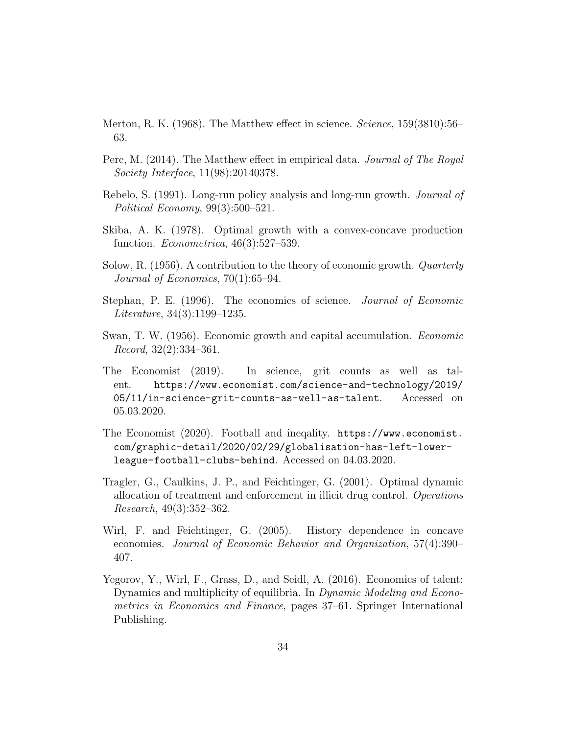Merton, R. K. (1968). The Matthew effect in science. *Science*, 159(3810):56–63.

Perc, M. (2014). The Matthew effect in empirical data. *Journal of The Royal Society Interface*, 11(98):20140378.

Rebelo, S. (1991). Long-run policy analysis and long-run growth. *Journal of Political Economy*, 99(3):500–521.

Skiba, A. K. (1978). Optimal growth with a convex-concave production function. *Econometrica*, 46(3):527–539.

Solow, R. (1956). A contribution to the theory of economic growth. *Quarterly Journal of Economics*, 70(1):65–94.

Stephan, P. E. (1996). The economics of science. *Journal of Economic Literature*, 34(3):1199–1235.

Swan, T. W. (1956). Economic growth and capital accumulation. *Economic Record*, 32(2):334–361.

The Economist (2019). In science, grit counts as well as talent. `https://www.economist.com/science-and-technology/2019/05/11/in-science-grit-counts-as-well-as-talent`. Accessed on 05.03.2020.

The Economist (2020). Football and ineqality. `https://www.economist.com/graphic-detail/2020/02/29/globalisation-has-left-lower-league-football-clubs-behind`. Accessed on 04.03.2020.

Tragler, G., Caulkins, J. P., and Feichtinger, G. (2001). Optimal dynamic allocation of treatment and enforcement in illicit drug control. *Operations Research*, 49(3):352–362.

Wirl, F. and Feichtinger, G. (2005). History dependence in concave economies. *Journal of Economic Behavior and Organization*, 57(4):390–407.

Yegorov, Y., Wirl, F., Grass, D., and Seidl, A. (2016). Economics of talent: Dynamics and multiplicity of equilibria. In *Dynamic Modeling and Econometrics in Economics and Finance*, pages 37–61. Springer International Publishing.